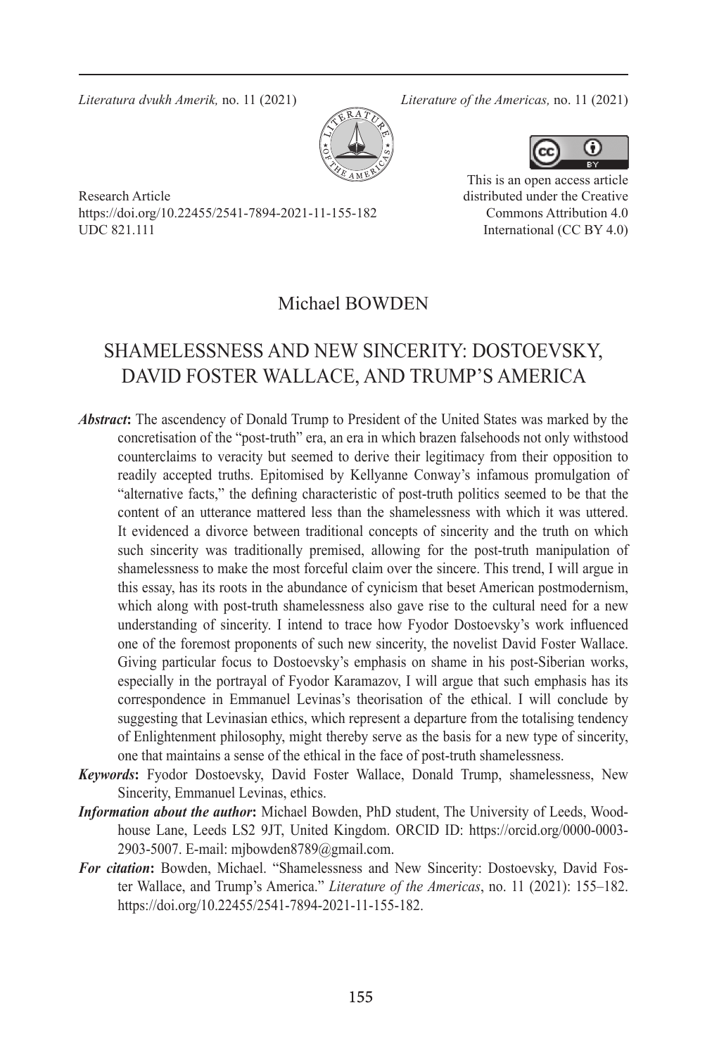Research Article
https://doi.org/10.22455/2541-7894-2021-11-155-182
UDC 821.111

This is an open access article distributed under the Creative Commons Attribution 4.0 International (CC BY 4.0)

Michael BOWDEN

# SHAMELESSNESS AND NEW SINCERITY: DOSTOEVSKY, DAVID FOSTER WALLACE, AND TRUMP'S AMERICA

***Abstract*:** The ascendency of Donald Trump to President of the United States was marked by the concretisation of the "post-truth" era, an era in which brazen falsehoods not only withstood counterclaims to veracity but seemed to derive their legitimacy from their opposition to readily accepted truths. Epitomised by Kellyanne Conway's infamous promulgation of "alternative facts," the defining characteristic of post-truth politics seemed to be that the content of an utterance mattered less than the shamelessness with which it was uttered. It evidenced a divorce between traditional concepts of sincerity and the truth on which such sincerity was traditionally premised, allowing for the post-truth manipulation of shamelessness to make the most forceful claim over the sincere. This trend, I will argue in this essay, has its roots in the abundance of cynicism that beset American postmodernism, which along with post-truth shamelessness also gave rise to the cultural need for a new understanding of sincerity. I intend to trace how Fyodor Dostoevsky's work influenced one of the foremost proponents of such new sincerity, the novelist David Foster Wallace. Giving particular focus to Dostoevsky's emphasis on shame in his post-Siberian works, especially in the portrayal of Fyodor Karamazov, I will argue that such emphasis has its correspondence in Emmanuel Levinas's theorisation of the ethical. I will conclude by suggesting that Levinasian ethics, which represent a departure from the totalising tendency of Enlightenment philosophy, might thereby serve as the basis for a new type of sincerity, one that maintains a sense of the ethical in the face of post-truth shamelessness.

***Keywords*:** Fyodor Dostoevsky, David Foster Wallace, Donald Trump, shamelessness, New Sincerity, Emmanuel Levinas, ethics.

***Information about the author*:** Michael Bowden, PhD student, The University of Leeds, Woodhouse Lane, Leeds LS2 9JT, United Kingdom. ORCID ID: https://orcid.org/0000-0003-2903-5007. E-mail: mjbowden8789@gmail.com.

***For citation*:** Bowden, Michael. "Shamelessness and New Sincerity: Dostoevsky, David Foster Wallace, and Trump's America." *Literature of the Americas*, no. 11 (2021): 155–182. https://doi.org/10.22455/2541-7894-2021-11-155-182.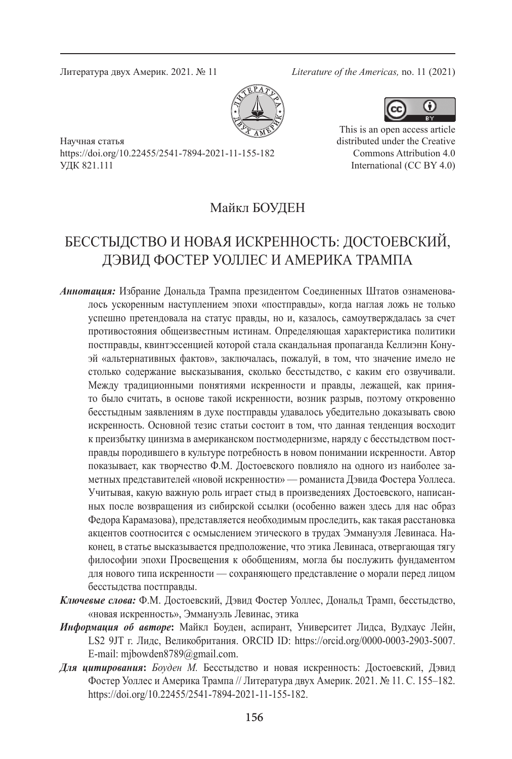Научная статья
https://doi.org/10.22455/2541-7894-2021-11-155-182
УДК 821.111

This is an open access article distributed under the Creative Commons Attribution 4.0 International (CC BY 4.0)

Майкл БОУДЕН

# БЕССТЫДСТВО И НОВАЯ ИСКРЕННОСТЬ: ДОСТОЕВСКИЙ, ДЭВИД ФОСТЕР УОЛЛЕС И АМЕРИКА ТРАМПА

***Аннотация:*** Избрание Дональда Трампа президентом Соединенных Штатов ознаменовалось ускоренным наступлением эпохи «постправды», когда наглая ложь не только успешно претендовала на статус правды, но и, казалось, самоутверждалась за счет противостояния общеизвестным истинам. Определяющая характеристика политики постправды, квинтэссенцией которой стала скандальная пропаганда Келлиэнн Конуэй «альтернативных фактов», заключалась, пожалуй, в том, что значение имело не столько содержание высказывания, сколько бесстыдство, с каким его озвучивали. Между традиционными понятиями искренности и правды, лежащей, как принято было считать, в основе такой искренности, возник разрыв, поэтому откровенно бесстыдным заявлениям в духе постправды удавалось убедительно доказывать свою искренность. Основной тезис статьи состоит в том, что данная тенденция восходит к преизбытку цинизма в американском постмодернизме, наряду с бесстыдством постправды породившего в культуре потребность в новом понимании искренности. Автор показывает, как творчество Ф.М. Достоевского повлияло на одного из наиболее заметных представителей «новой искренности» — романиста Дэвида Фостера Уоллеса. Учитывая, какую важную роль играет стыд в произведениях Достоевского, написанных после возвращения из сибирской ссылки (особенно важен здесь для нас образ Федора Карамазова), представляется необходимым проследить, как такая расстановка акцентов соотносится с осмыслением этического в трудах Эммануэля Левинаса. Наконец, в статье высказывается предположение, что этика Левинаса, отвергающая тягу философии эпохи Просвещения к обобщениям, могла бы послужить фундаментом для нового типа искренности — сохраняющего представление о морали перед лицом бесстыдства постправды.

***Ключевые слова:*** Ф.М. Достоевский, Дэвид Фостер Уоллес, Дональд Трамп, бесстыдство, «новая искренность», Эммануэль Левинас, этика

***Информация об авторе*:** Майкл Боуден, аспирант, Университет Лидса, Вудхаус Лейн, LS2 9JT г. Лидс, Великобритания. ORCID ID: https://orcid.org/0000-0003-2903-5007. E-mail: mjbowden8789@gmail.com.

***Для цитирования*:** *Боуден М.* Бесстыдство и новая искренность: Достоевский, Дэвид Фостер Уоллес и Америка Трампа // Литература двух Америк. 2021. № 11. С. 155–182. https://doi.org/10.22455/2541-7894-2021-11-155-182.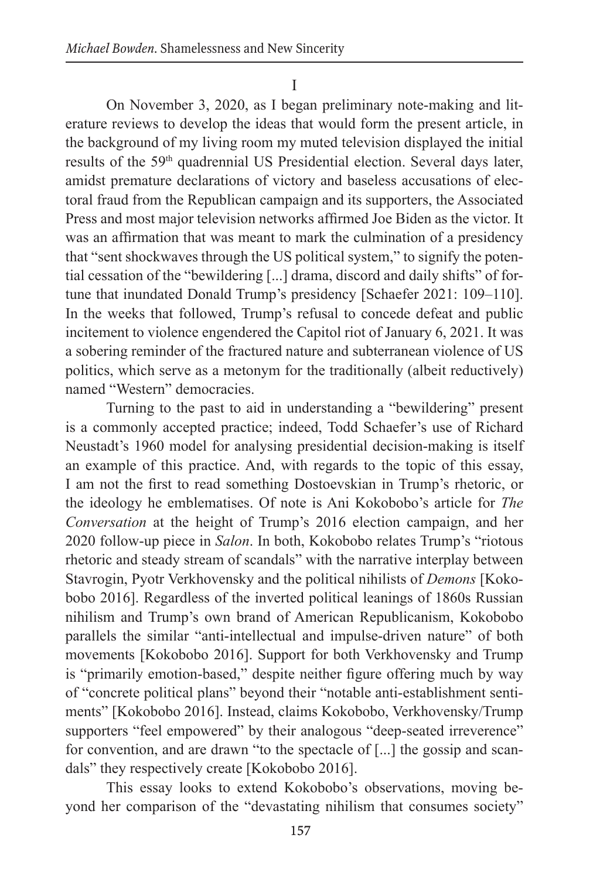# I

On November 3, 2020, as I began preliminary note-making and literature reviews to develop the ideas that would form the present article, in the background of my living room my muted television displayed the initial results of the 59th quadrennial US Presidential election. Several days later, amidst premature declarations of victory and baseless accusations of electoral fraud from the Republican campaign and its supporters, the Associated Press and most major television networks affirmed Joe Biden as the victor. It was an affirmation that was meant to mark the culmination of a presidency that "sent shockwaves through the US political system," to signify the potential cessation of the "bewildering [...] drama, discord and daily shifts" of fortune that inundated Donald Trump's presidency [Schaefer 2021: 109–110]. In the weeks that followed, Trump's refusal to concede defeat and public incitement to violence engendered the Capitol riot of January 6, 2021. It was a sobering reminder of the fractured nature and subterranean violence of US politics, which serve as a metonym for the traditionally (albeit reductively) named "Western" democracies.

Turning to the past to aid in understanding a "bewildering" present is a commonly accepted practice; indeed, Todd Schaefer's use of Richard Neustadt's 1960 model for analysing presidential decision-making is itself an example of this practice. And, with regards to the topic of this essay, I am not the first to read something Dostoevskian in Trump's rhetoric, or the ideology he emblematises. Of note is Ani Kokobobo's article for *The Conversation* at the height of Trump's 2016 election campaign, and her 2020 follow-up piece in *Salon*. In both, Kokobobo relates Trump's "riotous rhetoric and steady stream of scandals" with the narrative interplay between Stavrogin, Pyotr Verkhovensky and the political nihilists of *Demons* [Kokobobo 2016]. Regardless of the inverted political leanings of 1860s Russian nihilism and Trump's own brand of American Republicanism, Kokobobo parallels the similar "anti-intellectual and impulse-driven nature" of both movements [Kokobobo 2016]. Support for both Verkhovensky and Trump is "primarily emotion-based," despite neither figure offering much by way of "concrete political plans" beyond their "notable anti-establishment sentiments" [Kokobobo 2016]. Instead, claims Kokobobo, Verkhovensky/Trump supporters "feel empowered" by their analogous "deep-seated irreverence" for convention, and are drawn "to the spectacle of [...] the gossip and scandals" they respectively create [Kokobobo 2016].

This essay looks to extend Kokobobo's observations, moving beyond her comparison of the "devastating nihilism that consumes society"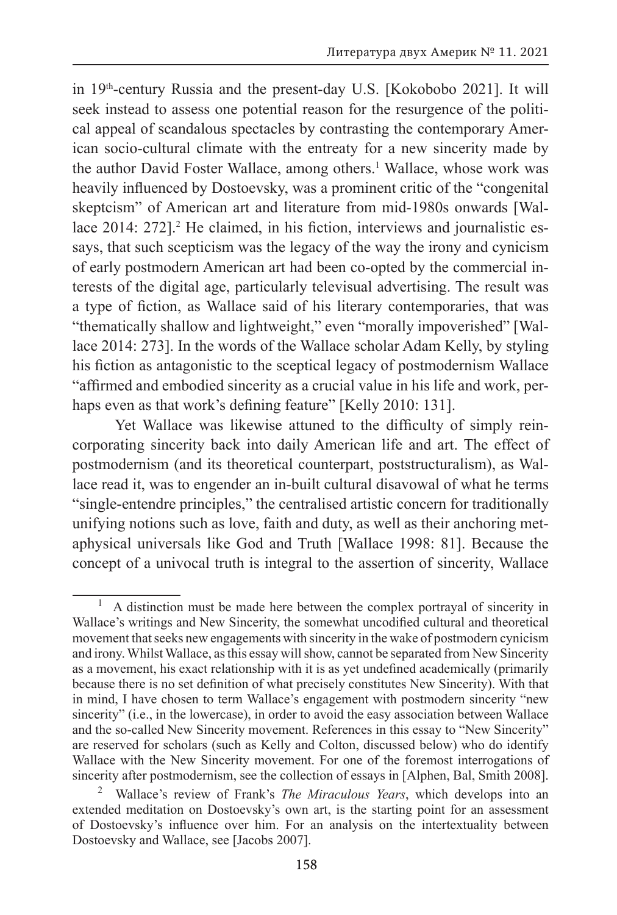in 19th-century Russia and the present-day U.S. [Kokobobo 2021]. It will seek instead to assess one potential reason for the resurgence of the political appeal of scandalous spectacles by contrasting the contemporary American socio-cultural climate with the entreaty for a new sincerity made by the author David Foster Wallace, among others.[1] Wallace, whose work was heavily influenced by Dostoevsky, was a prominent critic of the "congenital skeptcism" of American art and literature from mid-1980s onwards [Wallace 2014: 272].[2] He claimed, in his fiction, interviews and journalistic essays, that such scepticism was the legacy of the way the irony and cynicism of early postmodern American art had been co-opted by the commercial interests of the digital age, particularly televisual advertising. The result was a type of fiction, as Wallace said of his literary contemporaries, that was "thematically shallow and lightweight," even "morally impoverished" [Wallace 2014: 273]. In the words of the Wallace scholar Adam Kelly, by styling his fiction as antagonistic to the sceptical legacy of postmodernism Wallace "affirmed and embodied sincerity as a crucial value in his life and work, perhaps even as that work's defining feature" [Kelly 2010: 131].

Yet Wallace was likewise attuned to the difficulty of simply reincorporating sincerity back into daily American life and art. The effect of postmodernism (and its theoretical counterpart, poststructuralism), as Wallace read it, was to engender an in-built cultural disavowal of what he terms "single-entendre principles," the centralised artistic concern for traditionally unifying notions such as love, faith and duty, as well as their anchoring metaphysical universals like God and Truth [Wallace 1998: 81]. Because the concept of a univocal truth is integral to the assertion of sincerity, Wallace

---

[1] A distinction must be made here between the complex portrayal of sincerity in Wallace's writings and New Sincerity, the somewhat uncodified cultural and theoretical movement that seeks new engagements with sincerity in the wake of postmodern cynicism and irony. Whilst Wallace, as this essay will show, cannot be separated from New Sincerity as a movement, his exact relationship with it is as yet undefined academically (primarily because there is no set definition of what precisely constitutes New Sincerity). With that in mind, I have chosen to term Wallace's engagement with postmodern sincerity "new sincerity" (i.e., in the lowercase), in order to avoid the easy association between Wallace and the so-called New Sincerity movement. References in this essay to "New Sincerity" are reserved for scholars (such as Kelly and Colton, discussed below) who do identify Wallace with the New Sincerity movement. For one of the foremost interrogations of sincerity after postmodernism, see the collection of essays in [Alphen, Bal, Smith 2008].

[2] Wallace's review of Frank's *The Miraculous Years*, which develops into an extended meditation on Dostoevsky's own art, is the starting point for an assessment of Dostoevsky's influence over him. For an analysis on the intertextuality between Dostoevsky and Wallace, see [Jacobs 2007].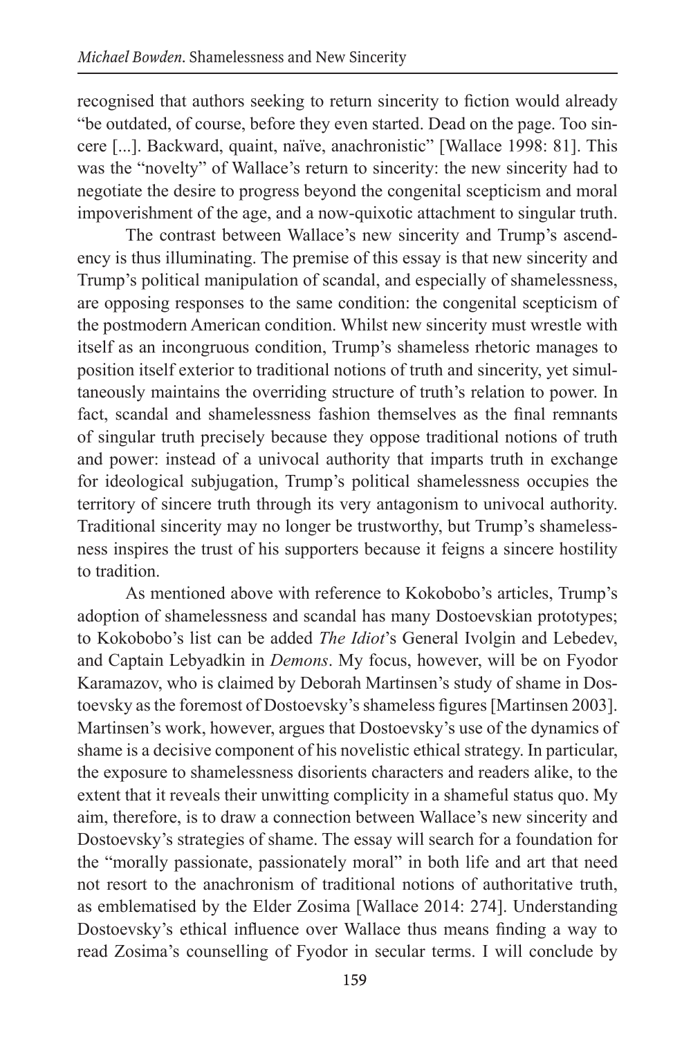recognised that authors seeking to return sincerity to fiction would already "be outdated, of course, before they even started. Dead on the page. Too sincere [...]. Backward, quaint, naïve, anachronistic" [Wallace 1998: 81]. This was the "novelty" of Wallace's return to sincerity: the new sincerity had to negotiate the desire to progress beyond the congenital scepticism and moral impoverishment of the age, and a now-quixotic attachment to singular truth.

The contrast between Wallace's new sincerity and Trump's ascendency is thus illuminating. The premise of this essay is that new sincerity and Trump's political manipulation of scandal, and especially of shamelessness, are opposing responses to the same condition: the congenital scepticism of the postmodern American condition. Whilst new sincerity must wrestle with itself as an incongruous condition, Trump's shameless rhetoric manages to position itself exterior to traditional notions of truth and sincerity, yet simultaneously maintains the overriding structure of truth's relation to power. In fact, scandal and shamelessness fashion themselves as the final remnants of singular truth precisely because they oppose traditional notions of truth and power: instead of a univocal authority that imparts truth in exchange for ideological subjugation, Trump's political shamelessness occupies the territory of sincere truth through its very antagonism to univocal authority. Traditional sincerity may no longer be trustworthy, but Trump's shamelessness inspires the trust of his supporters because it feigns a sincere hostility to tradition.

As mentioned above with reference to Kokobobo's articles, Trump's adoption of shamelessness and scandal has many Dostoevskian prototypes; to Kokobobo's list can be added *The Idiot*'s General Ivolgin and Lebedev, and Captain Lebyadkin in *Demons*. My focus, however, will be on Fyodor Karamazov, who is claimed by Deborah Martinsen's study of shame in Dostoevsky as the foremost of Dostoevsky's shameless figures [Martinsen 2003]. Martinsen's work, however, argues that Dostoevsky's use of the dynamics of shame is a decisive component of his novelistic ethical strategy. In particular, the exposure to shamelessness disorients characters and readers alike, to the extent that it reveals their unwitting complicity in a shameful status quo. My aim, therefore, is to draw a connection between Wallace's new sincerity and Dostoevsky's strategies of shame. The essay will search for a foundation for the "morally passionate, passionately moral" in both life and art that need not resort to the anachronism of traditional notions of authoritative truth, as emblematised by the Elder Zosima [Wallace 2014: 274]. Understanding Dostoevsky's ethical influence over Wallace thus means finding a way to read Zosima's counselling of Fyodor in secular terms. I will conclude by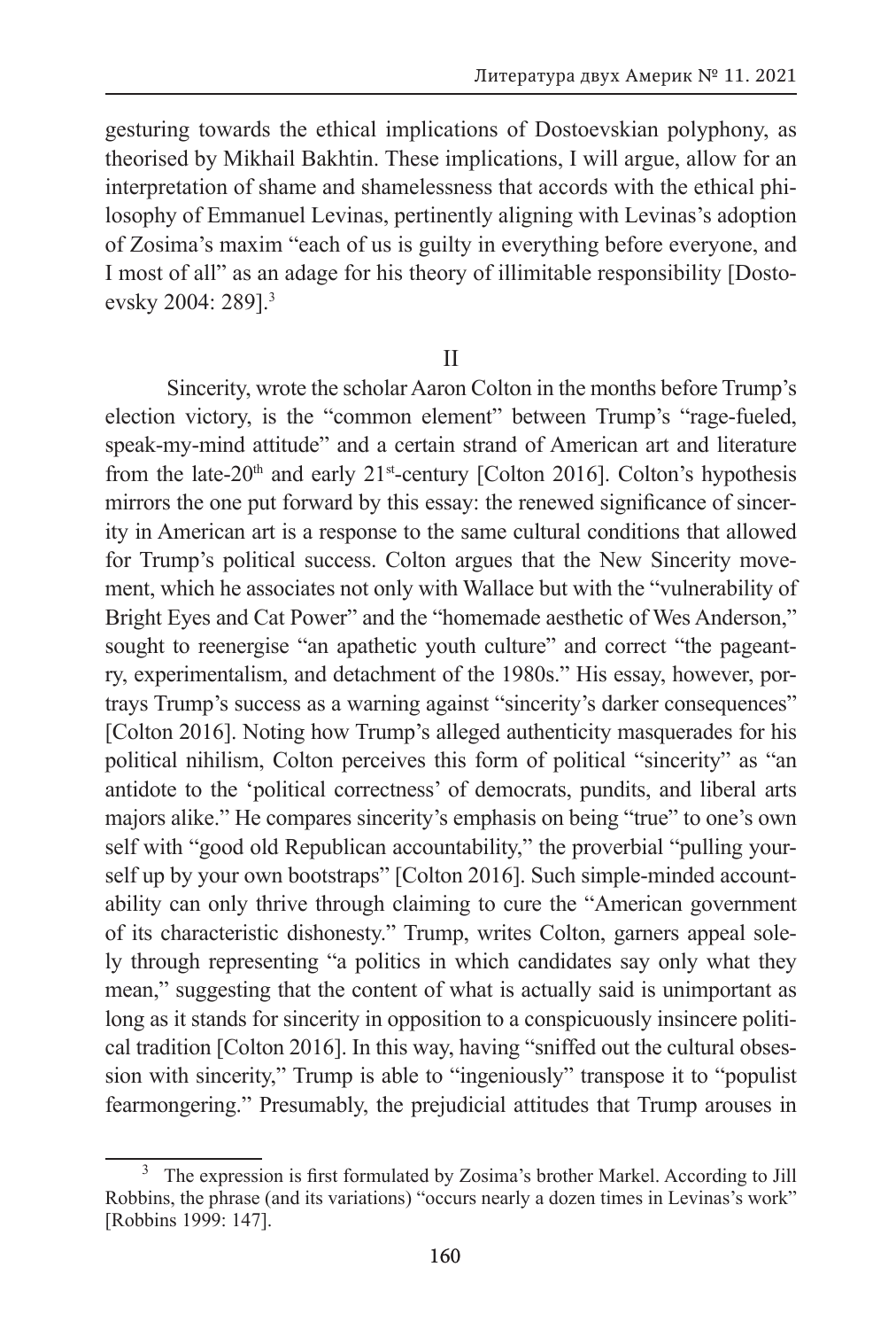gesturing towards the ethical implications of Dostoevskian polyphony, as theorised by Mikhail Bakhtin. These implications, I will argue, allow for an interpretation of shame and shamelessness that accords with the ethical philosophy of Emmanuel Levinas, pertinently aligning with Levinas's adoption of Zosima's maxim "each of us is guilty in everything before everyone, and I most of all" as an adage for his theory of illimitable responsibility [Dostoevsky 2004: 289].[3]

## II

Sincerity, wrote the scholar Aaron Colton in the months before Trump's election victory, is the "common element" between Trump's "rage-fueled, speak-my-mind attitude" and a certain strand of American art and literature from the late-20th and early 21st-century [Colton 2016]. Colton's hypothesis mirrors the one put forward by this essay: the renewed significance of sincerity in American art is a response to the same cultural conditions that allowed for Trump's political success. Colton argues that the New Sincerity movement, which he associates not only with Wallace but with the "vulnerability of Bright Eyes and Cat Power" and the "homemade aesthetic of Wes Anderson," sought to reenergise "an apathetic youth culture" and correct "the pageantry, experimentalism, and detachment of the 1980s." His essay, however, portrays Trump's success as a warning against "sincerity's darker consequences" [Colton 2016]. Noting how Trump's alleged authenticity masquerades for his political nihilism, Colton perceives this form of political "sincerity" as "an antidote to the 'political correctness' of democrats, pundits, and liberal arts majors alike." He compares sincerity's emphasis on being "true" to one's own self with "good old Republican accountability," the proverbial "pulling yourself up by your own bootstraps" [Colton 2016]. Such simple-minded accountability can only thrive through claiming to cure the "American government of its characteristic dishonesty." Trump, writes Colton, garners appeal solely through representing "a politics in which candidates say only what they mean," suggesting that the content of what is actually said is unimportant as long as it stands for sincerity in opposition to a conspicuously insincere political tradition [Colton 2016]. In this way, having "sniffed out the cultural obsession with sincerity," Trump is able to "ingeniously" transpose it to "populist fearmongering." Presumably, the prejudicial attitudes that Trump arouses in

---

[3] The expression is first formulated by Zosima's brother Markel. According to Jill Robbins, the phrase (and its variations) "occurs nearly a dozen times in Levinas's work" [Robbins 1999: 147].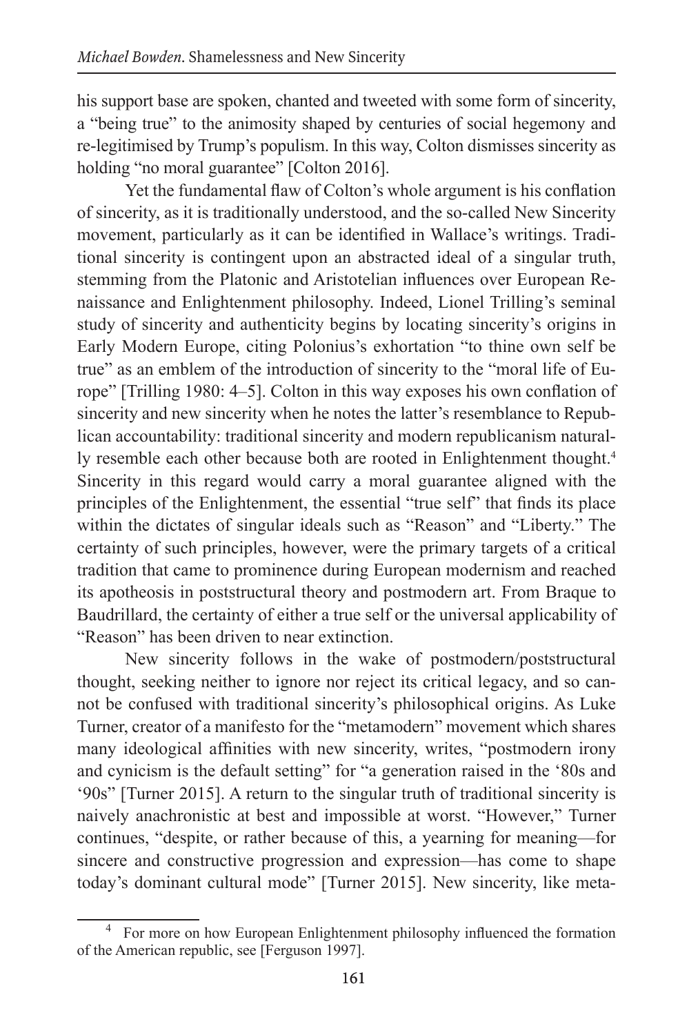his support base are spoken, chanted and tweeted with some form of sincerity, a "being true" to the animosity shaped by centuries of social hegemony and re-legitimised by Trump's populism. In this way, Colton dismisses sincerity as holding "no moral guarantee" [Colton 2016].

Yet the fundamental flaw of Colton's whole argument is his conflation of sincerity, as it is traditionally understood, and the so-called New Sincerity movement, particularly as it can be identified in Wallace's writings. Traditional sincerity is contingent upon an abstracted ideal of a singular truth, stemming from the Platonic and Aristotelian influences over European Renaissance and Enlightenment philosophy. Indeed, Lionel Trilling's seminal study of sincerity and authenticity begins by locating sincerity's origins in Early Modern Europe, citing Polonius's exhortation "to thine own self be true" as an emblem of the introduction of sincerity to the "moral life of Europe" [Trilling 1980: 4–5]. Colton in this way exposes his own conflation of sincerity and new sincerity when he notes the latter's resemblance to Republican accountability: traditional sincerity and modern republicanism naturally resemble each other because both are rooted in Enlightenment thought.[4] Sincerity in this regard would carry a moral guarantee aligned with the principles of the Enlightenment, the essential "true self" that finds its place within the dictates of singular ideals such as "Reason" and "Liberty." The certainty of such principles, however, were the primary targets of a critical tradition that came to prominence during European modernism and reached its apotheosis in poststructural theory and postmodern art. From Braque to Baudrillard, the certainty of either a true self or the universal applicability of "Reason" has been driven to near extinction.

New sincerity follows in the wake of postmodern/poststructural thought, seeking neither to ignore nor reject its critical legacy, and so cannot be confused with traditional sincerity's philosophical origins. As Luke Turner, creator of a manifesto for the "metamodern" movement which shares many ideological affinities with new sincerity, writes, "postmodern irony and cynicism is the default setting" for "a generation raised in the '80s and '90s" [Turner 2015]. A return to the singular truth of traditional sincerity is naively anachronistic at best and impossible at worst. "However," Turner continues, "despite, or rather because of this, a yearning for meaning—for sincere and constructive progression and expression—has come to shape today's dominant cultural mode" [Turner 2015]. New sincerity, like meta-

---

[4] For more on how European Enlightenment philosophy influenced the formation of the American republic, see [Ferguson 1997].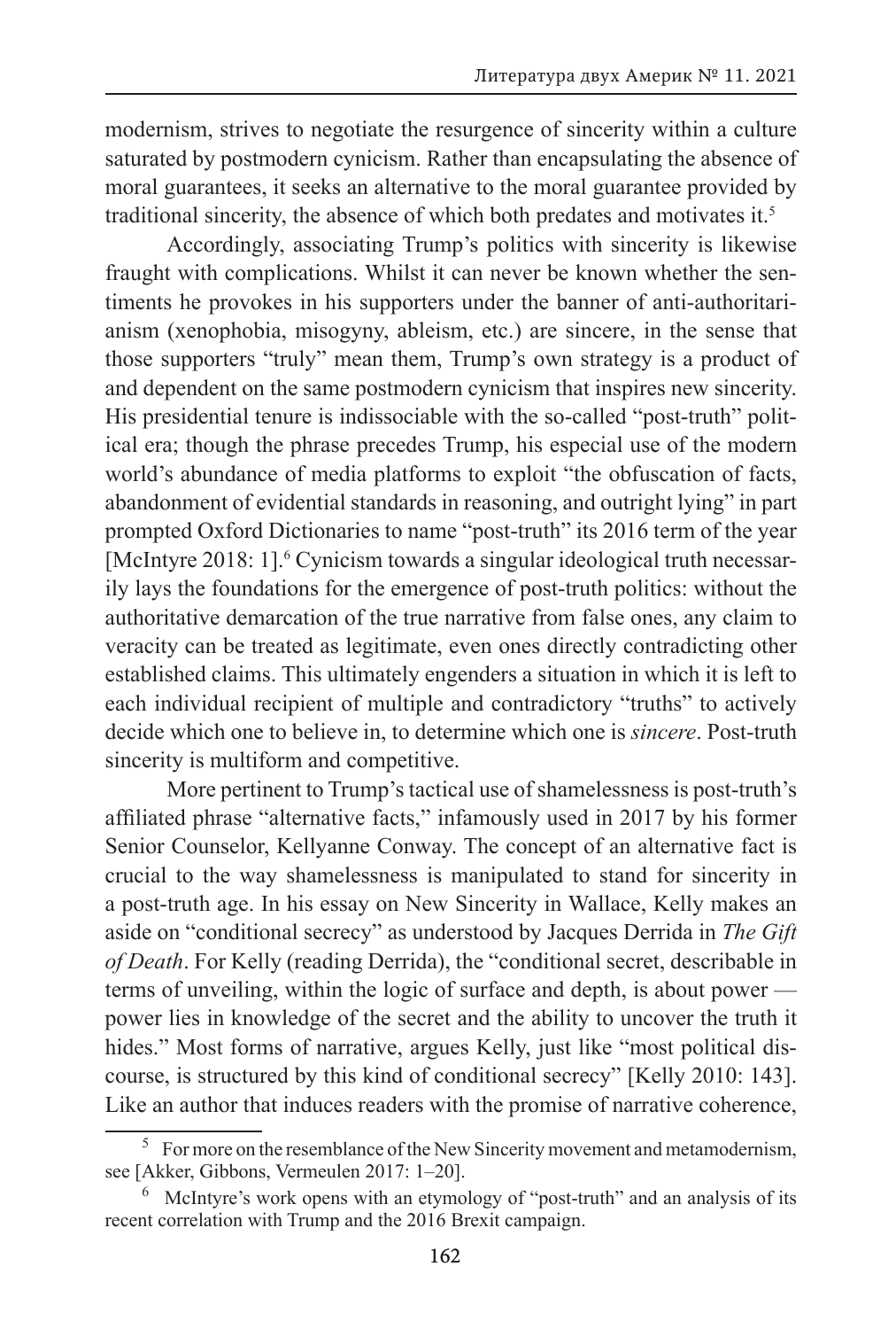modernism, strives to negotiate the resurgence of sincerity within a culture saturated by postmodern cynicism. Rather than encapsulating the absence of moral guarantees, it seeks an alternative to the moral guarantee provided by traditional sincerity, the absence of which both predates and motivates it.[5]

Accordingly, associating Trump's politics with sincerity is likewise fraught with complications. Whilst it can never be known whether the sentiments he provokes in his supporters under the banner of anti-authoritarianism (xenophobia, misogyny, ableism, etc.) are sincere, in the sense that those supporters "truly" mean them, Trump's own strategy is a product of and dependent on the same postmodern cynicism that inspires new sincerity. His presidential tenure is indissociable with the so-called "post-truth" political era; though the phrase precedes Trump, his especial use of the modern world's abundance of media platforms to exploit "the obfuscation of facts, abandonment of evidential standards in reasoning, and outright lying" in part prompted Oxford Dictionaries to name "post-truth" its 2016 term of the year [McIntyre 2018: 1].[6] Cynicism towards a singular ideological truth necessarily lays the foundations for the emergence of post-truth politics: without the authoritative demarcation of the true narrative from false ones, any claim to veracity can be treated as legitimate, even ones directly contradicting other established claims. This ultimately engenders a situation in which it is left to each individual recipient of multiple and contradictory "truths" to actively decide which one to believe in, to determine which one is *sincere*. Post-truth sincerity is multiform and competitive.

More pertinent to Trump's tactical use of shamelessness is post-truth's affiliated phrase "alternative facts," infamously used in 2017 by his former Senior Counselor, Kellyanne Conway. The concept of an alternative fact is crucial to the way shamelessness is manipulated to stand for sincerity in a post-truth age. In his essay on New Sincerity in Wallace, Kelly makes an aside on "conditional secrecy" as understood by Jacques Derrida in *The Gift of Death*. For Kelly (reading Derrida), the "conditional secret, describable in terms of unveiling, within the logic of surface and depth, is about power — power lies in knowledge of the secret and the ability to uncover the truth it hides." Most forms of narrative, argues Kelly, just like "most political discourse, is structured by this kind of conditional secrecy" [Kelly 2010: 143]. Like an author that induces readers with the promise of narrative coherence,

---

[5] For more on the resemblance of the New Sincerity movement and metamodernism, see [Akker, Gibbons, Vermeulen 2017: 1–20].

[6] McIntyre's work opens with an etymology of "post-truth" and an analysis of its recent correlation with Trump and the 2016 Brexit campaign.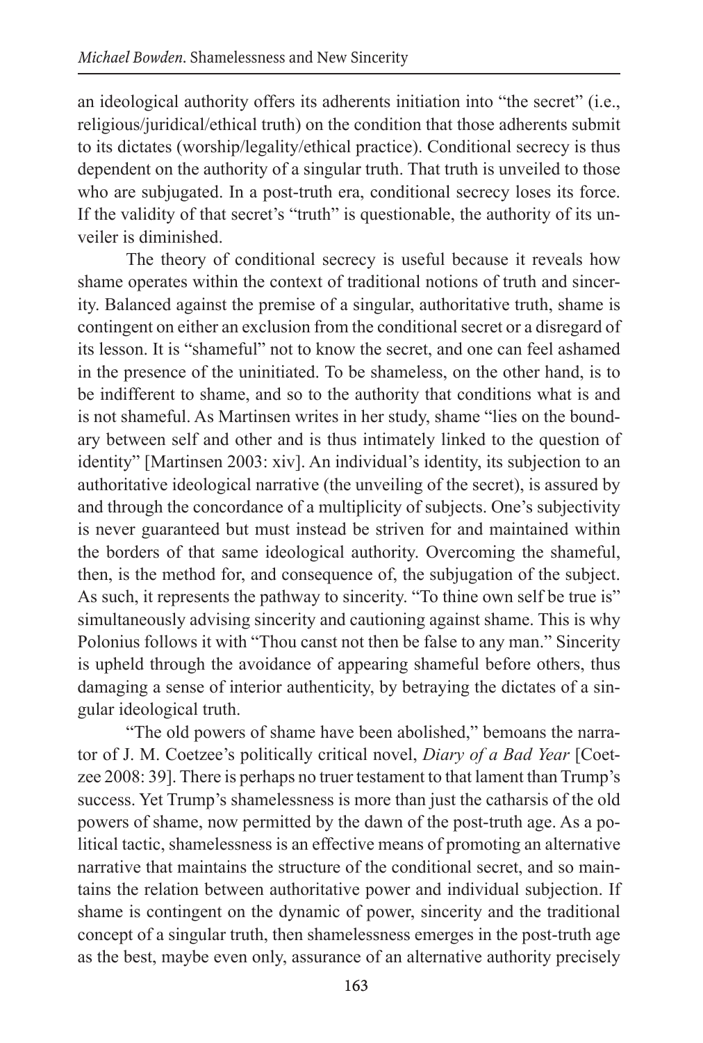an ideological authority offers its adherents initiation into "the secret" (i.e., religious/juridical/ethical truth) on the condition that those adherents submit to its dictates (worship/legality/ethical practice). Conditional secrecy is thus dependent on the authority of a singular truth. That truth is unveiled to those who are subjugated. In a post-truth era, conditional secrecy loses its force. If the validity of that secret's "truth" is questionable, the authority of its unveiler is diminished.

The theory of conditional secrecy is useful because it reveals how shame operates within the context of traditional notions of truth and sincerity. Balanced against the premise of a singular, authoritative truth, shame is contingent on either an exclusion from the conditional secret or a disregard of its lesson. It is "shameful" not to know the secret, and one can feel ashamed in the presence of the uninitiated. To be shameless, on the other hand, is to be indifferent to shame, and so to the authority that conditions what is and is not shameful. As Martinsen writes in her study, shame "lies on the boundary between self and other and is thus intimately linked to the question of identity" [Martinsen 2003: xiv]. An individual's identity, its subjection to an authoritative ideological narrative (the unveiling of the secret), is assured by and through the concordance of a multiplicity of subjects. One's subjectivity is never guaranteed but must instead be striven for and maintained within the borders of that same ideological authority. Overcoming the shameful, then, is the method for, and consequence of, the subjugation of the subject. As such, it represents the pathway to sincerity. "To thine own self be true is" simultaneously advising sincerity and cautioning against shame. This is why Polonius follows it with "Thou canst not then be false to any man." Sincerity is upheld through the avoidance of appearing shameful before others, thus damaging a sense of interior authenticity, by betraying the dictates of a singular ideological truth.

"The old powers of shame have been abolished," bemoans the narrator of J. M. Coetzee's politically critical novel, *Diary of a Bad Year* [Coetzee 2008: 39]. There is perhaps no truer testament to that lament than Trump's success. Yet Trump's shamelessness is more than just the catharsis of the old powers of shame, now permitted by the dawn of the post-truth age. As a political tactic, shamelessness is an effective means of promoting an alternative narrative that maintains the structure of the conditional secret, and so maintains the relation between authoritative power and individual subjection. If shame is contingent on the dynamic of power, sincerity and the traditional concept of a singular truth, then shamelessness emerges in the post-truth age as the best, maybe even only, assurance of an alternative authority precisely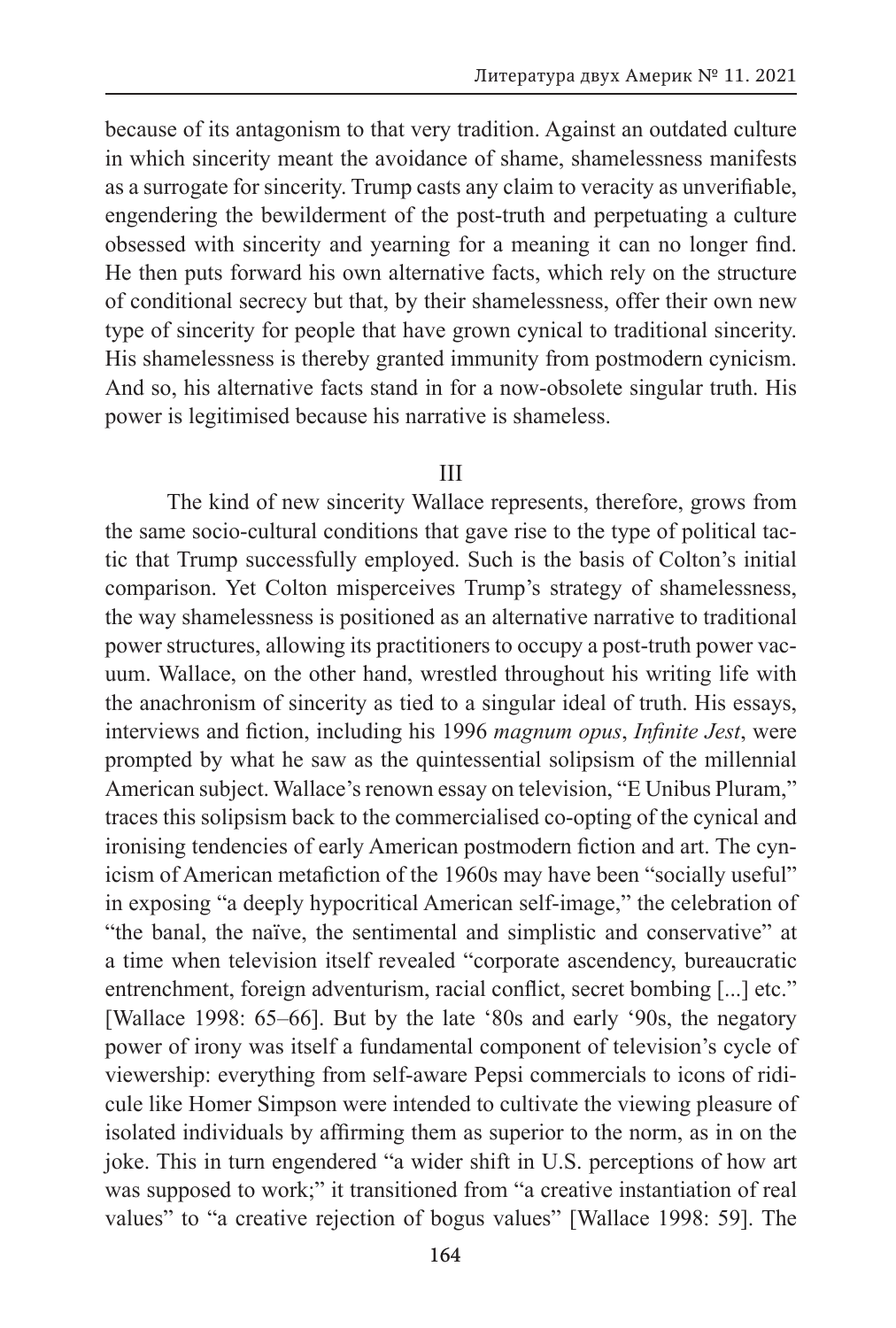because of its antagonism to that very tradition. Against an outdated culture in which sincerity meant the avoidance of shame, shamelessness manifests as a surrogate for sincerity. Trump casts any claim to veracity as unverifiable, engendering the bewilderment of the post-truth and perpetuating a culture obsessed with sincerity and yearning for a meaning it can no longer find. He then puts forward his own alternative facts, which rely on the structure of conditional secrecy but that, by their shamelessness, offer their own new type of sincerity for people that have grown cynical to traditional sincerity. His shamelessness is thereby granted immunity from postmodern cynicism. And so, his alternative facts stand in for a now-obsolete singular truth. His power is legitimised because his narrative is shameless.

## III

The kind of new sincerity Wallace represents, therefore, grows from the same socio-cultural conditions that gave rise to the type of political tactic that Trump successfully employed. Such is the basis of Colton's initial comparison. Yet Colton misperceives Trump's strategy of shamelessness, the way shamelessness is positioned as an alternative narrative to traditional power structures, allowing its practitioners to occupy a post-truth power vacuum. Wallace, on the other hand, wrestled throughout his writing life with the anachronism of sincerity as tied to a singular ideal of truth. His essays, interviews and fiction, including his 1996 *magnum opus*, *Infinite Jest*, were prompted by what he saw as the quintessential solipsism of the millennial American subject. Wallace's renown essay on television, "E Unibus Pluram," traces this solipsism back to the commercialised co-opting of the cynical and ironising tendencies of early American postmodern fiction and art. The cynicism of American metafiction of the 1960s may have been "socially useful" in exposing "a deeply hypocritical American self-image," the celebration of "the banal, the naïve, the sentimental and simplistic and conservative" at a time when television itself revealed "corporate ascendency, bureaucratic entrenchment, foreign adventurism, racial conflict, secret bombing [...] etc." [Wallace 1998: 65–66]. But by the late '80s and early '90s, the negatory power of irony was itself a fundamental component of television's cycle of viewership: everything from self-aware Pepsi commercials to icons of ridicule like Homer Simpson were intended to cultivate the viewing pleasure of isolated individuals by affirming them as superior to the norm, as in on the joke. This in turn engendered "a wider shift in U.S. perceptions of how art was supposed to work;" it transitioned from "a creative instantiation of real values" to "a creative rejection of bogus values" [Wallace 1998: 59]. The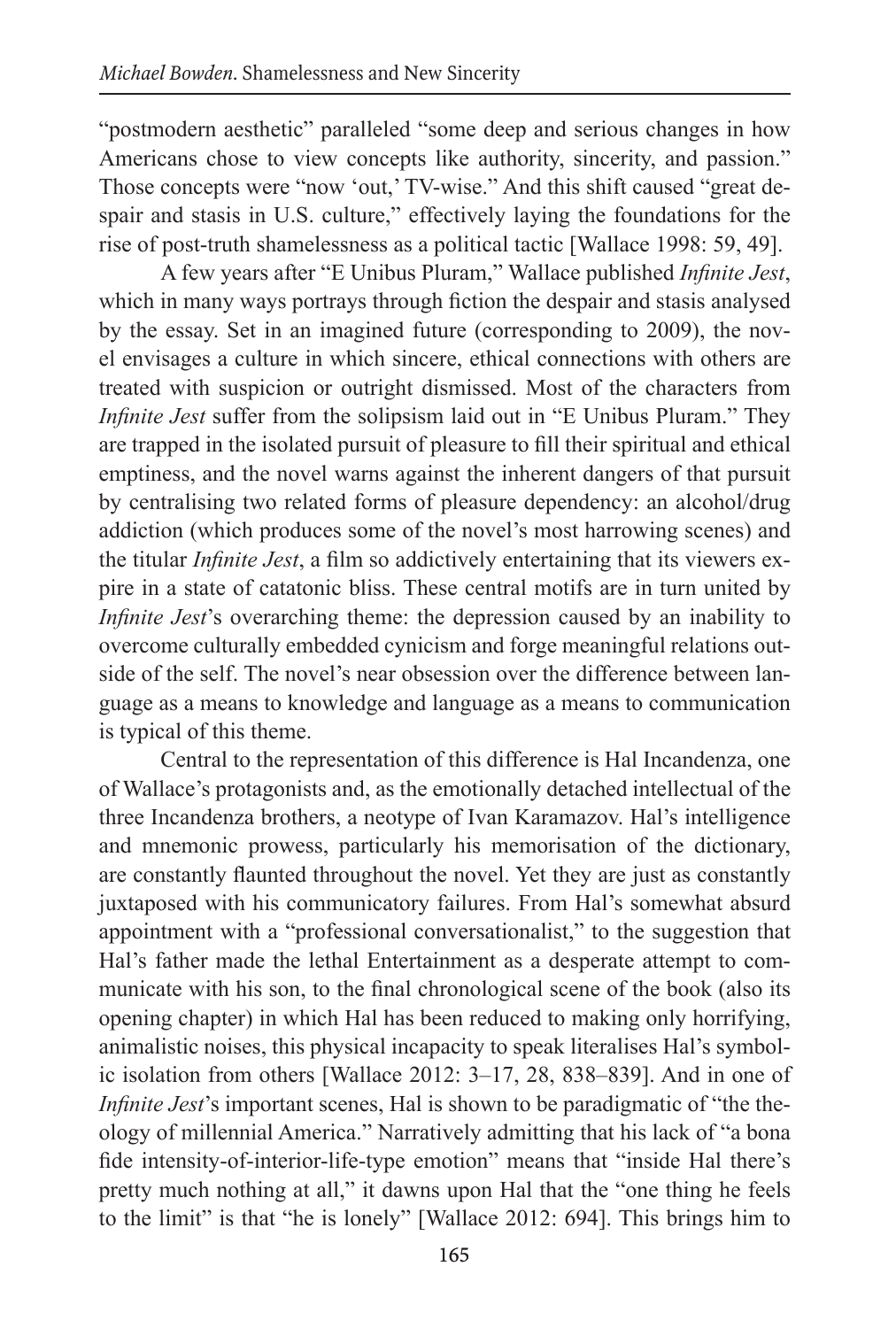"postmodern aesthetic" paralleled "some deep and serious changes in how Americans chose to view concepts like authority, sincerity, and passion." Those concepts were "now 'out,' TV-wise." And this shift caused "great despair and stasis in U.S. culture," effectively laying the foundations for the rise of post-truth shamelessness as a political tactic [Wallace 1998: 59, 49].

A few years after "E Unibus Pluram," Wallace published *Infinite Jest*, which in many ways portrays through fiction the despair and stasis analysed by the essay. Set in an imagined future (corresponding to 2009), the novel envisages a culture in which sincere, ethical connections with others are treated with suspicion or outright dismissed. Most of the characters from *Infinite Jest* suffer from the solipsism laid out in "E Unibus Pluram." They are trapped in the isolated pursuit of pleasure to fill their spiritual and ethical emptiness, and the novel warns against the inherent dangers of that pursuit by centralising two related forms of pleasure dependency: an alcohol/drug addiction (which produces some of the novel's most harrowing scenes) and the titular *Infinite Jest*, a film so addictively entertaining that its viewers expire in a state of catatonic bliss. These central motifs are in turn united by *Infinite Jest*'s overarching theme: the depression caused by an inability to overcome culturally embedded cynicism and forge meaningful relations outside of the self. The novel's near obsession over the difference between language as a means to knowledge and language as a means to communication is typical of this theme.

Central to the representation of this difference is Hal Incandenza, one of Wallace's protagonists and, as the emotionally detached intellectual of the three Incandenza brothers, a neotype of Ivan Karamazov. Hal's intelligence and mnemonic prowess, particularly his memorisation of the dictionary, are constantly flaunted throughout the novel. Yet they are just as constantly juxtaposed with his communicatory failures. From Hal's somewhat absurd appointment with a "professional conversationalist," to the suggestion that Hal's father made the lethal Entertainment as a desperate attempt to communicate with his son, to the final chronological scene of the book (also its opening chapter) in which Hal has been reduced to making only horrifying, animalistic noises, this physical incapacity to speak literalises Hal's symbolic isolation from others [Wallace 2012: 3–17, 28, 838–839]. And in one of *Infinite Jest*'s important scenes, Hal is shown to be paradigmatic of "the theology of millennial America." Narratively admitting that his lack of "a bona fide intensity-of-interior-life-type emotion" means that "inside Hal there's pretty much nothing at all," it dawns upon Hal that the "one thing he feels to the limit" is that "he is lonely" [Wallace 2012: 694]. This brings him to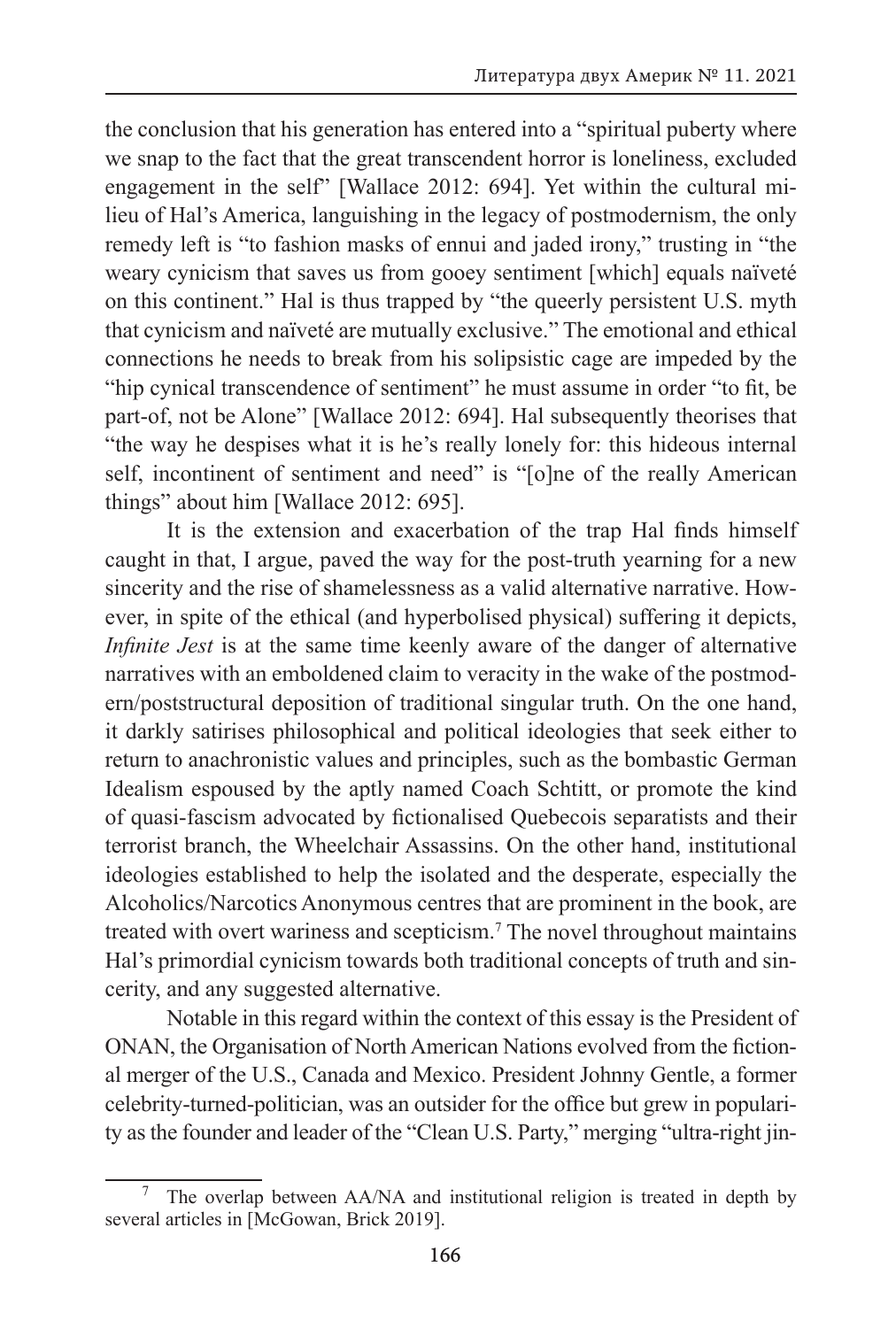the conclusion that his generation has entered into a "spiritual puberty where we snap to the fact that the great transcendent horror is loneliness, excluded engagement in the self" [Wallace 2012: 694]. Yet within the cultural milieu of Hal's America, languishing in the legacy of postmodernism, the only remedy left is "to fashion masks of ennui and jaded irony," trusting in "the weary cynicism that saves us from gooey sentiment [which] equals naïveté on this continent." Hal is thus trapped by "the queerly persistent U.S. myth that cynicism and naïveté are mutually exclusive." The emotional and ethical connections he needs to break from his solipsistic cage are impeded by the "hip cynical transcendence of sentiment" he must assume in order "to fit, be part-of, not be Alone" [Wallace 2012: 694]. Hal subsequently theorises that "the way he despises what it is he's really lonely for: this hideous internal self, incontinent of sentiment and need" is "[o]ne of the really American things" about him [Wallace 2012: 695].

It is the extension and exacerbation of the trap Hal finds himself caught in that, I argue, paved the way for the post-truth yearning for a new sincerity and the rise of shamelessness as a valid alternative narrative. However, in spite of the ethical (and hyperbolised physical) suffering it depicts, *Infinite Jest* is at the same time keenly aware of the danger of alternative narratives with an emboldened claim to veracity in the wake of the postmodern/poststructural deposition of traditional singular truth. On the one hand, it darkly satirises philosophical and political ideologies that seek either to return to anachronistic values and principles, such as the bombastic German Idealism espoused by the aptly named Coach Schtitt, or promote the kind of quasi-fascism advocated by fictionalised Quebecois separatists and their terrorist branch, the Wheelchair Assassins. On the other hand, institutional ideologies established to help the isolated and the desperate, especially the Alcoholics/Narcotics Anonymous centres that are prominent in the book, are treated with overt wariness and scepticism.[7] The novel throughout maintains Hal's primordial cynicism towards both traditional concepts of truth and sincerity, and any suggested alternative.

Notable in this regard within the context of this essay is the President of ONAN, the Organisation of North American Nations evolved from the fictional merger of the U.S., Canada and Mexico. President Johnny Gentle, a former celebrity-turned-politician, was an outsider for the office but grew in popularity as the founder and leader of the "Clean U.S. Party," merging "ultra-right jin-

[7] The overlap between AA/NA and institutional religion is treated in depth by several articles in [McGowan, Brick 2019].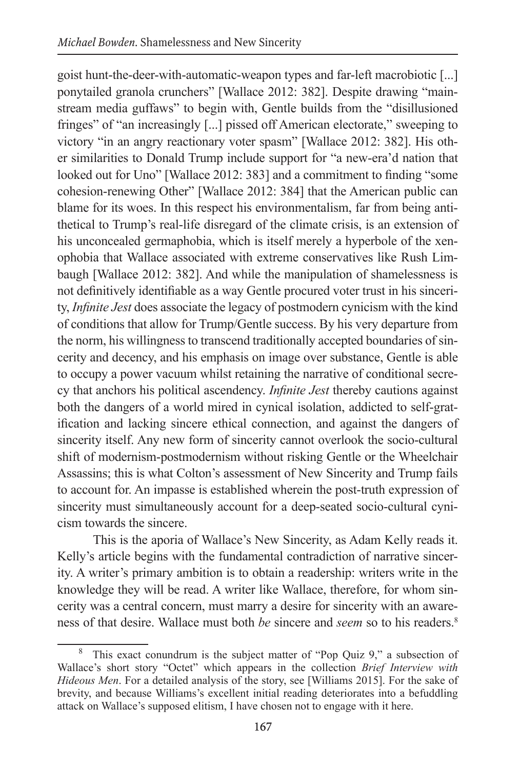goist hunt-the-deer-with-automatic-weapon types and far-left macrobiotic [...] ponytailed granola crunchers" [Wallace 2012: 382]. Despite drawing "mainstream media guffaws" to begin with, Gentle builds from the "disillusioned fringes" of "an increasingly [...] pissed off American electorate," sweeping to victory "in an angry reactionary voter spasm" [Wallace 2012: 382]. His other similarities to Donald Trump include support for "a new-era'd nation that looked out for Uno" [Wallace 2012: 383] and a commitment to finding "some cohesion-renewing Other" [Wallace 2012: 384] that the American public can blame for its woes. In this respect his environmentalism, far from being antithetical to Trump's real-life disregard of the climate crisis, is an extension of his unconcealed germaphobia, which is itself merely a hyperbole of the xenophobia that Wallace associated with extreme conservatives like Rush Limbaugh [Wallace 2012: 382]. And while the manipulation of shamelessness is not definitively identifiable as a way Gentle procured voter trust in his sincerity, *Infinite Jest* does associate the legacy of postmodern cynicism with the kind of conditions that allow for Trump/Gentle success. By his very departure from the norm, his willingness to transcend traditionally accepted boundaries of sincerity and decency, and his emphasis on image over substance, Gentle is able to occupy a power vacuum whilst retaining the narrative of conditional secrecy that anchors his political ascendency. *Infinite Jest* thereby cautions against both the dangers of a world mired in cynical isolation, addicted to self-gratification and lacking sincere ethical connection, and against the dangers of sincerity itself. Any new form of sincerity cannot overlook the socio-cultural shift of modernism-postmodernism without risking Gentle or the Wheelchair Assassins; this is what Colton's assessment of New Sincerity and Trump fails to account for. An impasse is established wherein the post-truth expression of sincerity must simultaneously account for a deep-seated socio-cultural cynicism towards the sincere.

This is the aporia of Wallace's New Sincerity, as Adam Kelly reads it. Kelly's article begins with the fundamental contradiction of narrative sincerity. A writer's primary ambition is to obtain a readership: writers write in the knowledge they will be read. A writer like Wallace, therefore, for whom sincerity was a central concern, must marry a desire for sincerity with an awareness of that desire. Wallace must both *be* sincere and *seem* so to his readers.[8]

---

[8] This exact conundrum is the subject matter of "Pop Quiz 9," a subsection of Wallace's short story "Octet" which appears in the collection *Brief Interview with Hideous Men*. For a detailed analysis of the story, see [Williams 2015]. For the sake of brevity, and because Williams's excellent initial reading deteriorates into a befuddling attack on Wallace's supposed elitism, I have chosen not to engage with it here.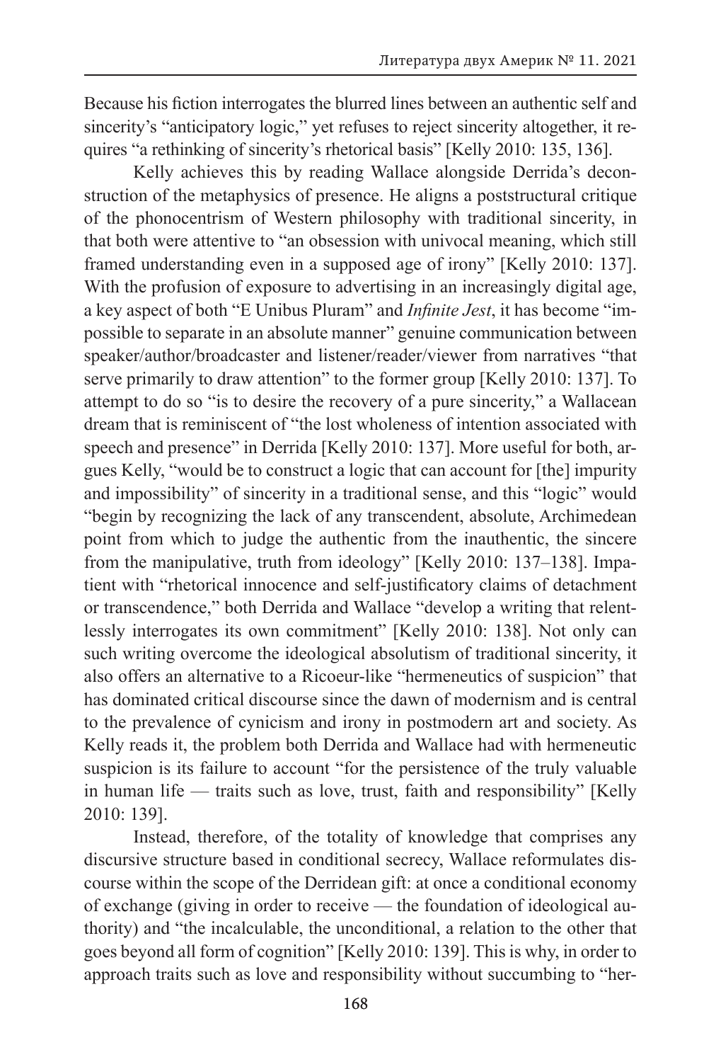Because his fiction interrogates the blurred lines between an authentic self and sincerity's "anticipatory logic," yet refuses to reject sincerity altogether, it requires "a rethinking of sincerity's rhetorical basis" [Kelly 2010: 135, 136].

Kelly achieves this by reading Wallace alongside Derrida's deconstruction of the metaphysics of presence. He aligns a poststructural critique of the phonocentrism of Western philosophy with traditional sincerity, in that both were attentive to "an obsession with univocal meaning, which still framed understanding even in a supposed age of irony" [Kelly 2010: 137]. With the profusion of exposure to advertising in an increasingly digital age, a key aspect of both "E Unibus Pluram" and *Infinite Jest*, it has become "impossible to separate in an absolute manner" genuine communication between speaker/author/broadcaster and listener/reader/viewer from narratives "that serve primarily to draw attention" to the former group [Kelly 2010: 137]. To attempt to do so "is to desire the recovery of a pure sincerity," a Wallacean dream that is reminiscent of "the lost wholeness of intention associated with speech and presence" in Derrida [Kelly 2010: 137]. More useful for both, argues Kelly, "would be to construct a logic that can account for [the] impurity and impossibility" of sincerity in a traditional sense, and this "logic" would "begin by recognizing the lack of any transcendent, absolute, Archimedean point from which to judge the authentic from the inauthentic, the sincere from the manipulative, truth from ideology" [Kelly 2010: 137–138]. Impatient with "rhetorical innocence and self-justificatory claims of detachment or transcendence," both Derrida and Wallace "develop a writing that relentlessly interrogates its own commitment" [Kelly 2010: 138]. Not only can such writing overcome the ideological absolutism of traditional sincerity, it also offers an alternative to a Ricoeur-like "hermeneutics of suspicion" that has dominated critical discourse since the dawn of modernism and is central to the prevalence of cynicism and irony in postmodern art and society. As Kelly reads it, the problem both Derrida and Wallace had with hermeneutic suspicion is its failure to account "for the persistence of the truly valuable in human life — traits such as love, trust, faith and responsibility" [Kelly 2010: 139].

Instead, therefore, of the totality of knowledge that comprises any discursive structure based in conditional secrecy, Wallace reformulates discourse within the scope of the Derridean gift: at once a conditional economy of exchange (giving in order to receive — the foundation of ideological authority) and "the incalculable, the unconditional, a relation to the other that goes beyond all form of cognition" [Kelly 2010: 139]. This is why, in order to approach traits such as love and responsibility without succumbing to "her-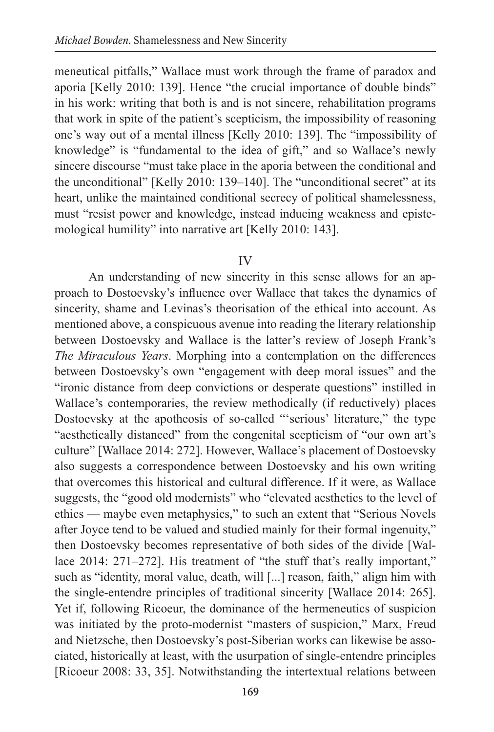meneutical pitfalls," Wallace must work through the frame of paradox and aporia [Kelly 2010: 139]. Hence "the crucial importance of double binds" in his work: writing that both is and is not sincere, rehabilitation programs that work in spite of the patient's scepticism, the impossibility of reasoning one's way out of a mental illness [Kelly 2010: 139]. The "impossibility of knowledge" is "fundamental to the idea of gift," and so Wallace's newly sincere discourse "must take place in the aporia between the conditional and the unconditional" [Kelly 2010: 139–140]. The "unconditional secret" at its heart, unlike the maintained conditional secrecy of political shamelessness, must "resist power and knowledge, instead inducing weakness and epistemological humility" into narrative art [Kelly 2010: 143].

## IV

An understanding of new sincerity in this sense allows for an approach to Dostoevsky's influence over Wallace that takes the dynamics of sincerity, shame and Levinas's theorisation of the ethical into account. As mentioned above, a conspicuous avenue into reading the literary relationship between Dostoevsky and Wallace is the latter's review of Joseph Frank's *The Miraculous Years*. Morphing into a contemplation on the differences between Dostoevsky's own "engagement with deep moral issues" and the "ironic distance from deep convictions or desperate questions" instilled in Wallace's contemporaries, the review methodically (if reductively) places Dostoevsky at the apotheosis of so-called "'serious' literature," the type "aesthetically distanced" from the congenital scepticism of "our own art's culture" [Wallace 2014: 272]. However, Wallace's placement of Dostoevsky also suggests a correspondence between Dostoevsky and his own writing that overcomes this historical and cultural difference. If it were, as Wallace suggests, the "good old modernists" who "elevated aesthetics to the level of ethics — maybe even metaphysics," to such an extent that "Serious Novels after Joyce tend to be valued and studied mainly for their formal ingenuity," then Dostoevsky becomes representative of both sides of the divide [Wallace 2014: 271–272]. His treatment of "the stuff that's really important," such as "identity, moral value, death, will [...] reason, faith," align him with the single-entendre principles of traditional sincerity [Wallace 2014: 265]. Yet if, following Ricoeur, the dominance of the hermeneutics of suspicion was initiated by the proto-modernist "masters of suspicion," Marx, Freud and Nietzsche, then Dostoevsky's post-Siberian works can likewise be associated, historically at least, with the usurpation of single-entendre principles [Ricoeur 2008: 33, 35]. Notwithstanding the intertextual relations between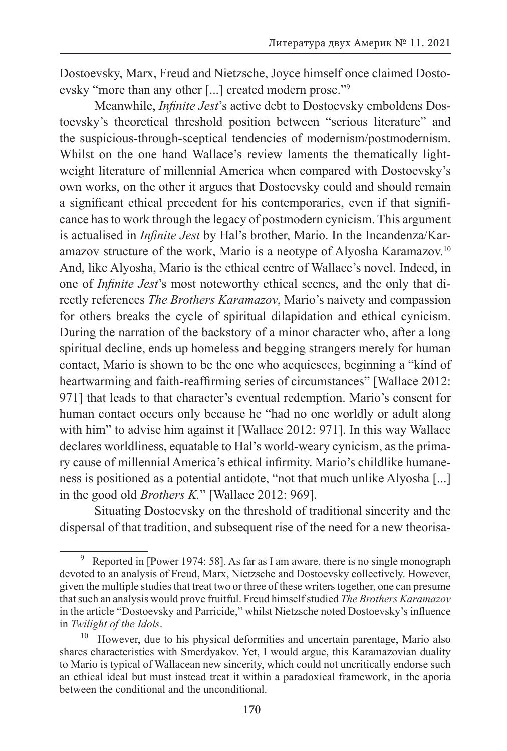Dostoevsky, Marx, Freud and Nietzsche, Joyce himself once claimed Dostoevsky "more than any other [...] created modern prose."[9]

Meanwhile, *Infinite Jest*'s active debt to Dostoevsky emboldens Dostoevsky's theoretical threshold position between "serious literature" and the suspicious-through-sceptical tendencies of modernism/postmodernism. Whilst on the one hand Wallace's review laments the thematically lightweight literature of millennial America when compared with Dostoevsky's own works, on the other it argues that Dostoevsky could and should remain a significant ethical precedent for his contemporaries, even if that significance has to work through the legacy of postmodern cynicism. This argument is actualised in *Infinite Jest* by Hal's brother, Mario. In the Incandenza/Karamazov structure of the work, Mario is a neotype of Alyosha Karamazov.[10] And, like Alyosha, Mario is the ethical centre of Wallace's novel. Indeed, in one of *Infinite Jest*'s most noteworthy ethical scenes, and the only that directly references *The Brothers Karamazov*, Mario's naivety and compassion for others breaks the cycle of spiritual dilapidation and ethical cynicism. During the narration of the backstory of a minor character who, after a long spiritual decline, ends up homeless and begging strangers merely for human contact, Mario is shown to be the one who acquiesces, beginning a "kind of heartwarming and faith-reaffirming series of circumstances" [Wallace 2012: 971] that leads to that character's eventual redemption. Mario's consent for human contact occurs only because he "had no one worldly or adult along with him" to advise him against it [Wallace 2012: 971]. In this way Wallace declares worldliness, equatable to Hal's world-weary cynicism, as the primary cause of millennial America's ethical infirmity. Mario's childlike humaneness is positioned as a potential antidote, "not that much unlike Alyosha [...] in the good old *Brothers K.*" [Wallace 2012: 969].

Situating Dostoevsky on the threshold of traditional sincerity and the dispersal of that tradition, and subsequent rise of the need for a new theorisa-

---

[9] Reported in [Power 1974: 58]. As far as I am aware, there is no single monograph devoted to an analysis of Freud, Marx, Nietzsche and Dostoevsky collectively. However, given the multiple studies that treat two or three of these writers together, one can presume that such an analysis would prove fruitful. Freud himself studied *The Brothers Karamazov* in the article "Dostoevsky and Parricide," whilst Nietzsche noted Dostoevsky's influence in *Twilight of the Idols*.

[10] However, due to his physical deformities and uncertain parentage, Mario also shares characteristics with Smerdyakov. Yet, I would argue, this Karamazovian duality to Mario is typical of Wallacean new sincerity, which could not uncritically endorse such an ethical ideal but must instead treat it within a paradoxical framework, in the aporia between the conditional and the unconditional.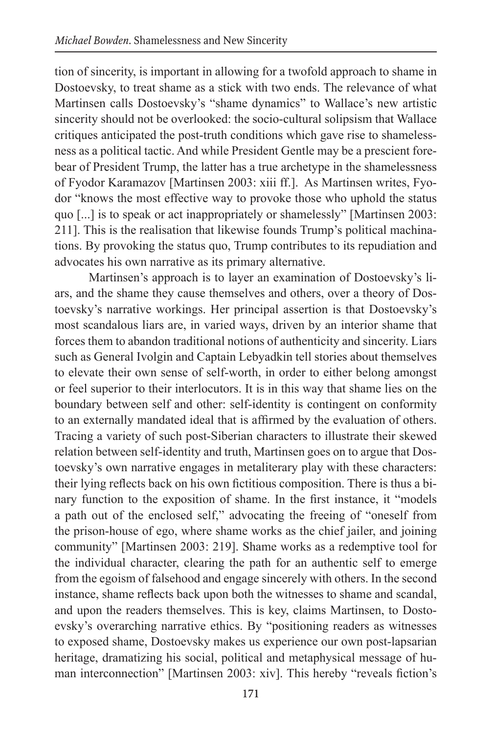tion of sincerity, is important in allowing for a twofold approach to shame in Dostoevsky, to treat shame as a stick with two ends. The relevance of what Martinsen calls Dostoevsky's "shame dynamics" to Wallace's new artistic sincerity should not be overlooked: the socio-cultural solipsism that Wallace critiques anticipated the post-truth conditions which gave rise to shamelessness as a political tactic. And while President Gentle may be a prescient forebear of President Trump, the latter has a true archetype in the shamelessness of Fyodor Karamazov [Martinsen 2003: xiii ff.]. As Martinsen writes, Fyodor "knows the most effective way to provoke those who uphold the status quo [...] is to speak or act inappropriately or shamelessly" [Martinsen 2003: 211]. This is the realisation that likewise founds Trump's political machinations. By provoking the status quo, Trump contributes to its repudiation and advocates his own narrative as its primary alternative.

Martinsen's approach is to layer an examination of Dostoevsky's liars, and the shame they cause themselves and others, over a theory of Dostoevsky's narrative workings. Her principal assertion is that Dostoevsky's most scandalous liars are, in varied ways, driven by an interior shame that forces them to abandon traditional notions of authenticity and sincerity. Liars such as General Ivolgin and Captain Lebyadkin tell stories about themselves to elevate their own sense of self-worth, in order to either belong amongst or feel superior to their interlocutors. It is in this way that shame lies on the boundary between self and other: self-identity is contingent on conformity to an externally mandated ideal that is affirmed by the evaluation of others. Tracing a variety of such post-Siberian characters to illustrate their skewed relation between self-identity and truth, Martinsen goes on to argue that Dostoevsky's own narrative engages in metaliterary play with these characters: their lying reflects back on his own fictitious composition. There is thus a binary function to the exposition of shame. In the first instance, it "models a path out of the enclosed self," advocating the freeing of "oneself from the prison-house of ego, where shame works as the chief jailer, and joining community" [Martinsen 2003: 219]. Shame works as a redemptive tool for the individual character, clearing the path for an authentic self to emerge from the egoism of falsehood and engage sincerely with others. In the second instance, shame reflects back upon both the witnesses to shame and scandal, and upon the readers themselves. This is key, claims Martinsen, to Dostoevsky's overarching narrative ethics. By "positioning readers as witnesses to exposed shame, Dostoevsky makes us experience our own post-lapsarian heritage, dramatizing his social, political and metaphysical message of human interconnection" [Martinsen 2003: xiv]. This hereby "reveals fiction's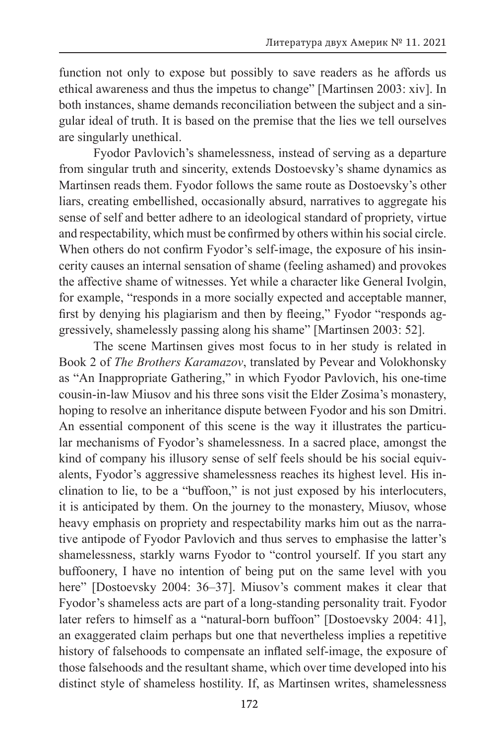function not only to expose but possibly to save readers as he affords us ethical awareness and thus the impetus to change" [Martinsen 2003: xiv]. In both instances, shame demands reconciliation between the subject and a singular ideal of truth. It is based on the premise that the lies we tell ourselves are singularly unethical.

Fyodor Pavlovich's shamelessness, instead of serving as a departure from singular truth and sincerity, extends Dostoevsky's shame dynamics as Martinsen reads them. Fyodor follows the same route as Dostoevsky's other liars, creating embellished, occasionally absurd, narratives to aggregate his sense of self and better adhere to an ideological standard of propriety, virtue and respectability, which must be confirmed by others within his social circle. When others do not confirm Fyodor's self-image, the exposure of his insincerity causes an internal sensation of shame (feeling ashamed) and provokes the affective shame of witnesses. Yet while a character like General Ivolgin, for example, "responds in a more socially expected and acceptable manner, first by denying his plagiarism and then by fleeing," Fyodor "responds aggressively, shamelessly passing along his shame" [Martinsen 2003: 52].

The scene Martinsen gives most focus to in her study is related in Book 2 of *The Brothers Karamazov*, translated by Pevear and Volokhonsky as "An Inappropriate Gathering," in which Fyodor Pavlovich, his one-time cousin-in-law Miusov and his three sons visit the Elder Zosima's monastery, hoping to resolve an inheritance dispute between Fyodor and his son Dmitri. An essential component of this scene is the way it illustrates the particular mechanisms of Fyodor's shamelessness. In a sacred place, amongst the kind of company his illusory sense of self feels should be his social equivalents, Fyodor's aggressive shamelessness reaches its highest level. His inclination to lie, to be a "buffoon," is not just exposed by his interlocuters, it is anticipated by them. On the journey to the monastery, Miusov, whose heavy emphasis on propriety and respectability marks him out as the narrative antipode of Fyodor Pavlovich and thus serves to emphasise the latter's shamelessness, starkly warns Fyodor to "control yourself. If you start any buffoonery, I have no intention of being put on the same level with you here" [Dostoevsky 2004: 36–37]. Miusov's comment makes it clear that Fyodor's shameless acts are part of a long-standing personality trait. Fyodor later refers to himself as a "natural-born buffoon" [Dostoevsky 2004: 41], an exaggerated claim perhaps but one that nevertheless implies a repetitive history of falsehoods to compensate an inflated self-image, the exposure of those falsehoods and the resultant shame, which over time developed into his distinct style of shameless hostility. If, as Martinsen writes, shamelessness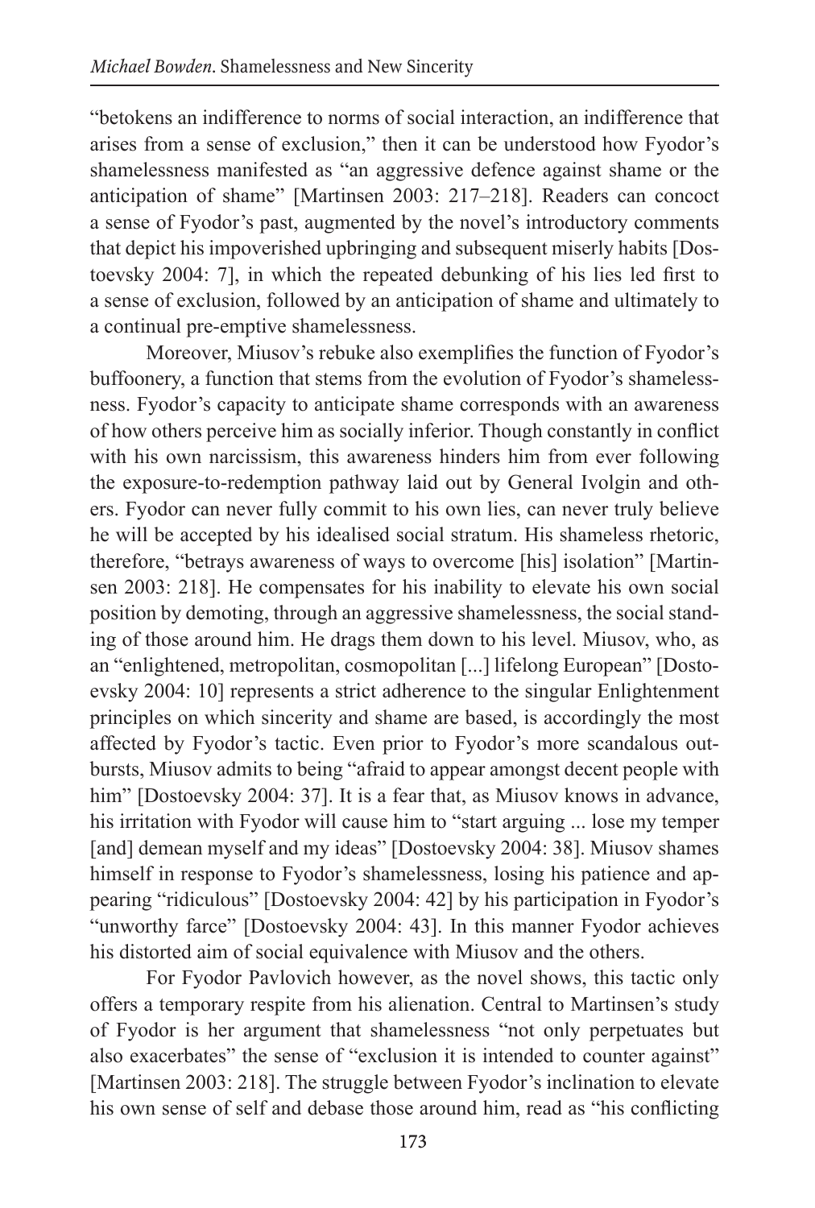"betokens an indifference to norms of social interaction, an indifference that arises from a sense of exclusion," then it can be understood how Fyodor's shamelessness manifested as "an aggressive defence against shame or the anticipation of shame" [Martinsen 2003: 217–218]. Readers can concoct a sense of Fyodor's past, augmented by the novel's introductory comments that depict his impoverished upbringing and subsequent miserly habits [Dostoevsky 2004: 7], in which the repeated debunking of his lies led first to a sense of exclusion, followed by an anticipation of shame and ultimately to a continual pre-emptive shamelessness.

Moreover, Miusov's rebuke also exemplifies the function of Fyodor's buffoonery, a function that stems from the evolution of Fyodor's shamelessness. Fyodor's capacity to anticipate shame corresponds with an awareness of how others perceive him as socially inferior. Though constantly in conflict with his own narcissism, this awareness hinders him from ever following the exposure-to-redemption pathway laid out by General Ivolgin and others. Fyodor can never fully commit to his own lies, can never truly believe he will be accepted by his idealised social stratum. His shameless rhetoric, therefore, "betrays awareness of ways to overcome [his] isolation" [Martinsen 2003: 218]. He compensates for his inability to elevate his own social position by demoting, through an aggressive shamelessness, the social standing of those around him. He drags them down to his level. Miusov, who, as an "enlightened, metropolitan, cosmopolitan [...] lifelong European" [Dostoevsky 2004: 10] represents a strict adherence to the singular Enlightenment principles on which sincerity and shame are based, is accordingly the most affected by Fyodor's tactic. Even prior to Fyodor's more scandalous outbursts, Miusov admits to being "afraid to appear amongst decent people with him" [Dostoevsky 2004: 37]. It is a fear that, as Miusov knows in advance, his irritation with Fyodor will cause him to "start arguing ... lose my temper [and] demean myself and my ideas" [Dostoevsky 2004: 38]. Miusov shames himself in response to Fyodor's shamelessness, losing his patience and appearing "ridiculous" [Dostoevsky 2004: 42] by his participation in Fyodor's "unworthy farce" [Dostoevsky 2004: 43]. In this manner Fyodor achieves his distorted aim of social equivalence with Miusov and the others.

For Fyodor Pavlovich however, as the novel shows, this tactic only offers a temporary respite from his alienation. Central to Martinsen's study of Fyodor is her argument that shamelessness "not only perpetuates but also exacerbates" the sense of "exclusion it is intended to counter against" [Martinsen 2003: 218]. The struggle between Fyodor's inclination to elevate his own sense of self and debase those around him, read as "his conflicting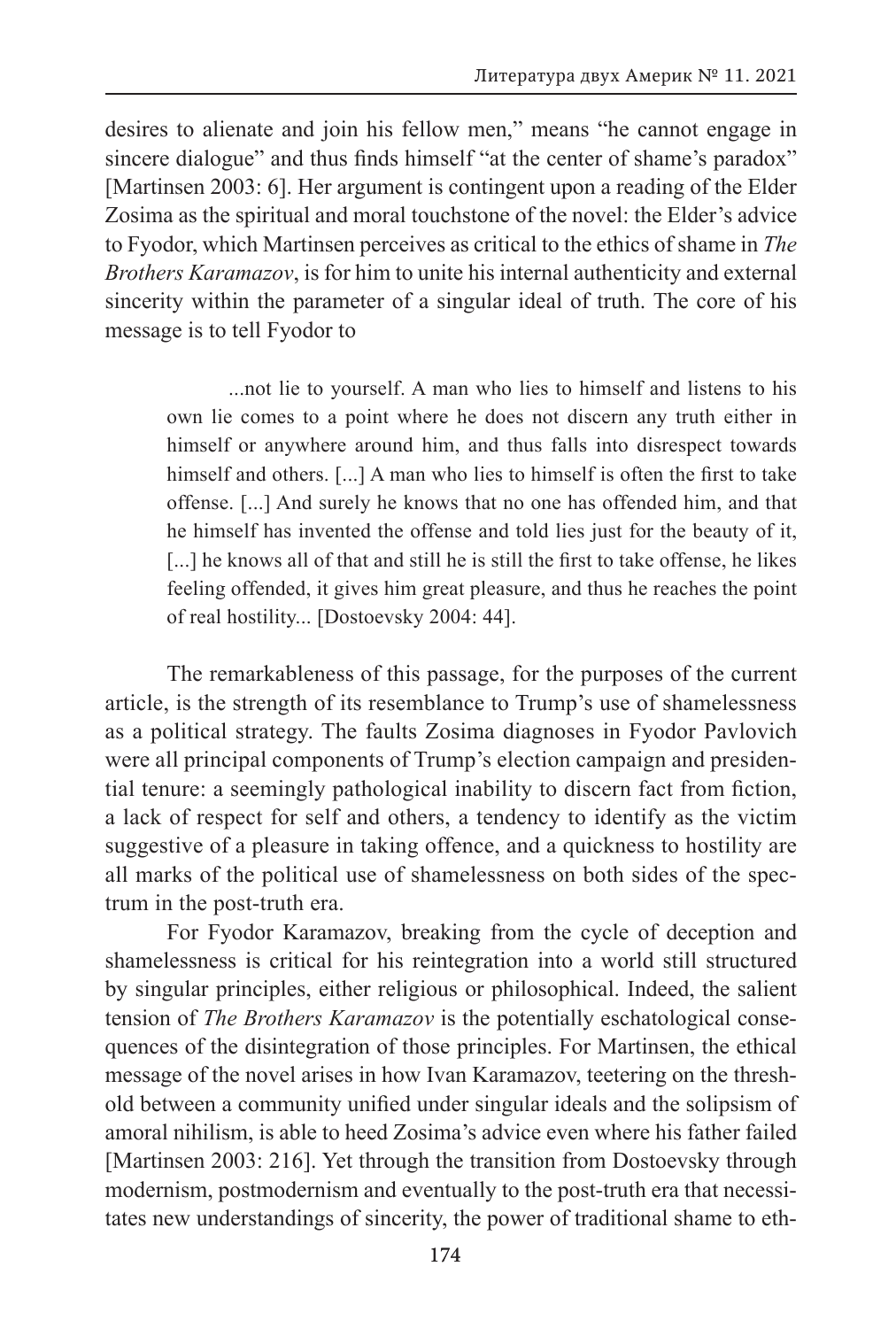desires to alienate and join his fellow men," means "he cannot engage in sincere dialogue" and thus finds himself "at the center of shame's paradox" [Martinsen 2003: 6]. Her argument is contingent upon a reading of the Elder Zosima as the spiritual and moral touchstone of the novel: the Elder's advice to Fyodor, which Martinsen perceives as critical to the ethics of shame in *The Brothers Karamazov*, is for him to unite his internal authenticity and external sincerity within the parameter of a singular ideal of truth. The core of his message is to tell Fyodor to

> ...not lie to yourself. A man who lies to himself and listens to his own lie comes to a point where he does not discern any truth either in himself or anywhere around him, and thus falls into disrespect towards himself and others. [...] A man who lies to himself is often the first to take offense. [...] And surely he knows that no one has offended him, and that he himself has invented the offense and told lies just for the beauty of it, [...] he knows all of that and still he is still the first to take offense, he likes feeling offended, it gives him great pleasure, and thus he reaches the point of real hostility... [Dostoevsky 2004: 44].

The remarkableness of this passage, for the purposes of the current article, is the strength of its resemblance to Trump's use of shamelessness as a political strategy. The faults Zosima diagnoses in Fyodor Pavlovich were all principal components of Trump's election campaign and presidential tenure: a seemingly pathological inability to discern fact from fiction, a lack of respect for self and others, a tendency to identify as the victim suggestive of a pleasure in taking offence, and a quickness to hostility are all marks of the political use of shamelessness on both sides of the spectrum in the post-truth era.

For Fyodor Karamazov, breaking from the cycle of deception and shamelessness is critical for his reintegration into a world still structured by singular principles, either religious or philosophical. Indeed, the salient tension of *The Brothers Karamazov* is the potentially eschatological consequences of the disintegration of those principles. For Martinsen, the ethical message of the novel arises in how Ivan Karamazov, teetering on the threshold between a community unified under singular ideals and the solipsism of amoral nihilism, is able to heed Zosima's advice even where his father failed [Martinsen 2003: 216]. Yet through the transition from Dostoevsky through modernism, postmodernism and eventually to the post-truth era that necessitates new understandings of sincerity, the power of traditional shame to eth-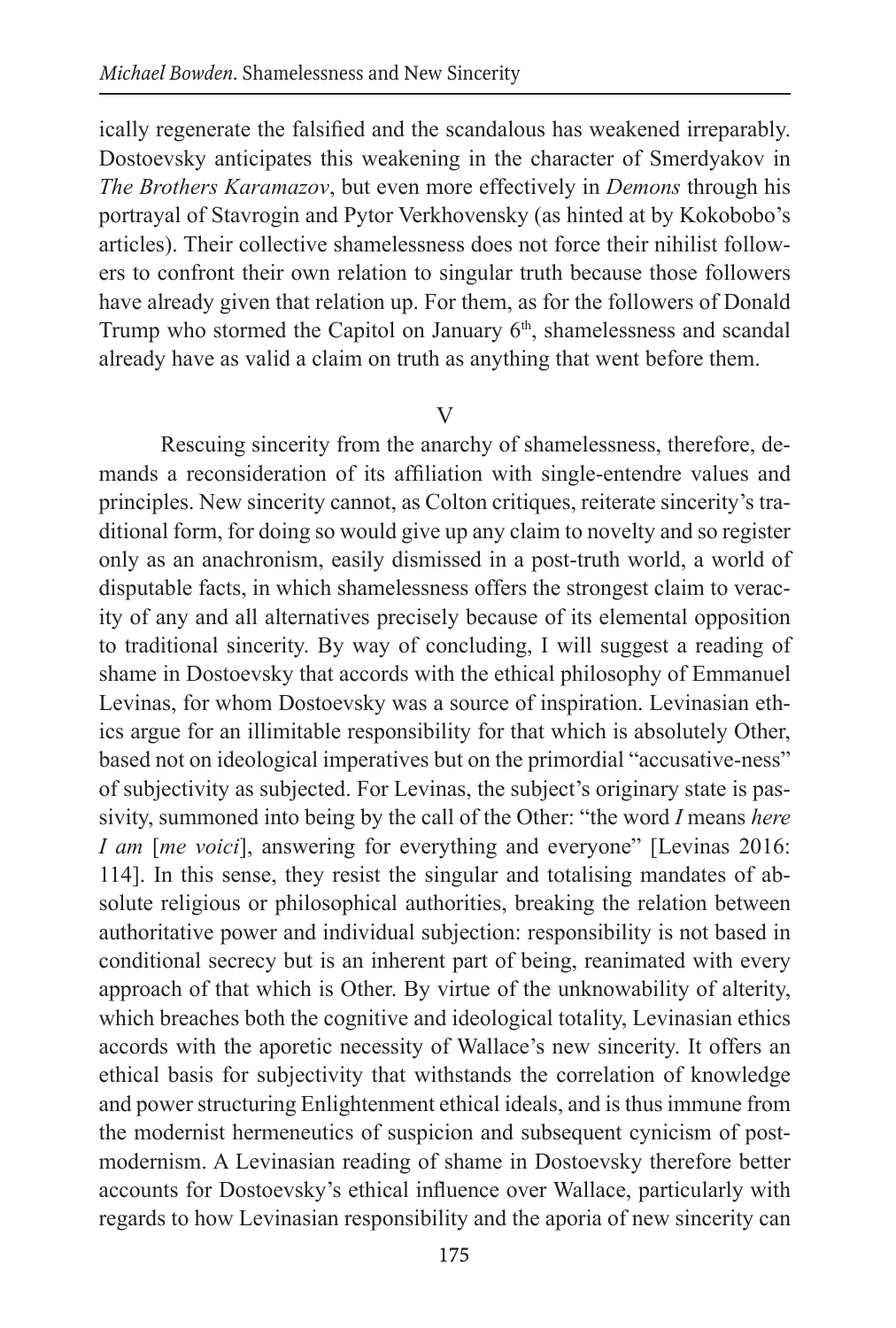ically regenerate the falsified and the scandalous has weakened irreparably. Dostoevsky anticipates this weakening in the character of Smerdyakov in *The Brothers Karamazov*, but even more effectively in *Demons* through his portrayal of Stavrogin and Pytor Verkhovensky (as hinted at by Kokobobo's articles). Their collective shamelessness does not force their nihilist followers to confront their own relation to singular truth because those followers have already given that relation up. For them, as for the followers of Donald Trump who stormed the Capitol on January 6th, shamelessness and scandal already have as valid a claim on truth as anything that went before them.

## V

Rescuing sincerity from the anarchy of shamelessness, therefore, demands a reconsideration of its affiliation with single-entendre values and principles. New sincerity cannot, as Colton critiques, reiterate sincerity's traditional form, for doing so would give up any claim to novelty and so register only as an anachronism, easily dismissed in a post-truth world, a world of disputable facts, in which shamelessness offers the strongest claim to veracity of any and all alternatives precisely because of its elemental opposition to traditional sincerity. By way of concluding, I will suggest a reading of shame in Dostoevsky that accords with the ethical philosophy of Emmanuel Levinas, for whom Dostoevsky was a source of inspiration. Levinasian ethics argue for an illimitable responsibility for that which is absolutely Other, based not on ideological imperatives but on the primordial "accusative-ness" of subjectivity as subjected. For Levinas, the subject's originary state is passivity, summoned into being by the call of the Other: "the word *I* means *here I am* [*me voici*], answering for everything and everyone" [Levinas 2016: 114]. In this sense, they resist the singular and totalising mandates of absolute religious or philosophical authorities, breaking the relation between authoritative power and individual subjection: responsibility is not based in conditional secrecy but is an inherent part of being, reanimated with every approach of that which is Other. By virtue of the unknowability of alterity, which breaches both the cognitive and ideological totality, Levinasian ethics accords with the aporetic necessity of Wallace's new sincerity. It offers an ethical basis for subjectivity that withstands the correlation of knowledge and power structuring Enlightenment ethical ideals, and is thus immune from the modernist hermeneutics of suspicion and subsequent cynicism of postmodernism. A Levinasian reading of shame in Dostoevsky therefore better accounts for Dostoevsky's ethical influence over Wallace, particularly with regards to how Levinasian responsibility and the aporia of new sincerity can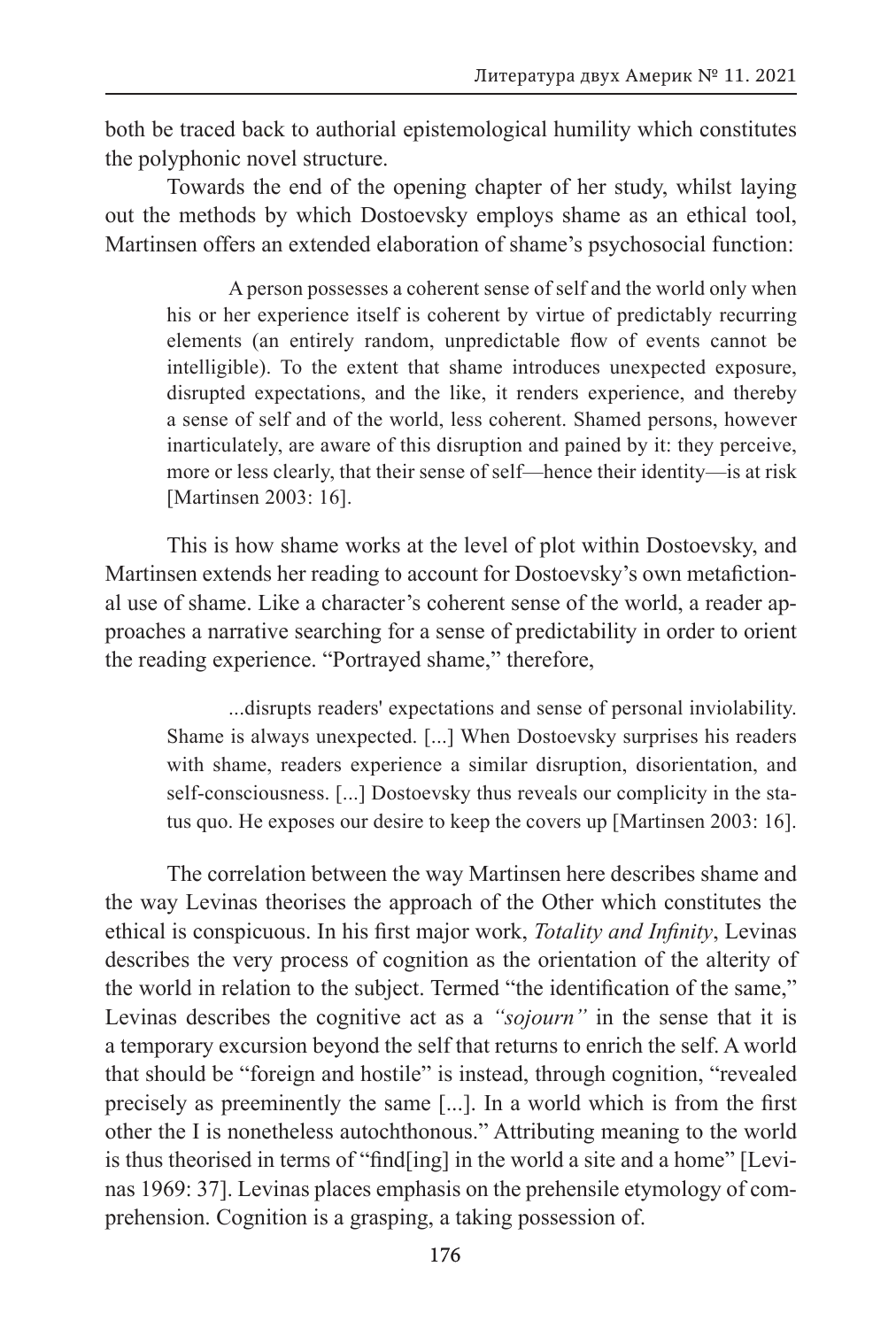both be traced back to authorial epistemological humility which constitutes the polyphonic novel structure.

Towards the end of the opening chapter of her study, whilst laying out the methods by which Dostoevsky employs shame as an ethical tool, Martinsen offers an extended elaboration of shame's psychosocial function:

> A person possesses a coherent sense of self and the world only when his or her experience itself is coherent by virtue of predictably recurring elements (an entirely random, unpredictable flow of events cannot be intelligible). To the extent that shame introduces unexpected exposure, disrupted expectations, and the like, it renders experience, and thereby a sense of self and of the world, less coherent. Shamed persons, however inarticulately, are aware of this disruption and pained by it: they perceive, more or less clearly, that their sense of self—hence their identity—is at risk [Martinsen 2003: 16].

This is how shame works at the level of plot within Dostoevsky, and Martinsen extends her reading to account for Dostoevsky's own metafictional use of shame. Like a character's coherent sense of the world, a reader approaches a narrative searching for a sense of predictability in order to orient the reading experience. "Portrayed shame," therefore,

> ...disrupts readers' expectations and sense of personal inviolability. Shame is always unexpected. [...] When Dostoevsky surprises his readers with shame, readers experience a similar disruption, disorientation, and self-consciousness. [...] Dostoevsky thus reveals our complicity in the status quo. He exposes our desire to keep the covers up [Martinsen 2003: 16].

The correlation between the way Martinsen here describes shame and the way Levinas theorises the approach of the Other which constitutes the ethical is conspicuous. In his first major work, *Totality and Infinity*, Levinas describes the very process of cognition as the orientation of the alterity of the world in relation to the subject. Termed "the identification of the same," Levinas describes the cognitive act as a *"sojourn"* in the sense that it is a temporary excursion beyond the self that returns to enrich the self. A world that should be "foreign and hostile" is instead, through cognition, "revealed precisely as preeminently the same [...]. In a world which is from the first other the I is nonetheless autochthonous." Attributing meaning to the world is thus theorised in terms of "find[ing] in the world a site and a home" [Levinas 1969: 37]. Levinas places emphasis on the prehensile etymology of comprehension. Cognition is a grasping, a taking possession of.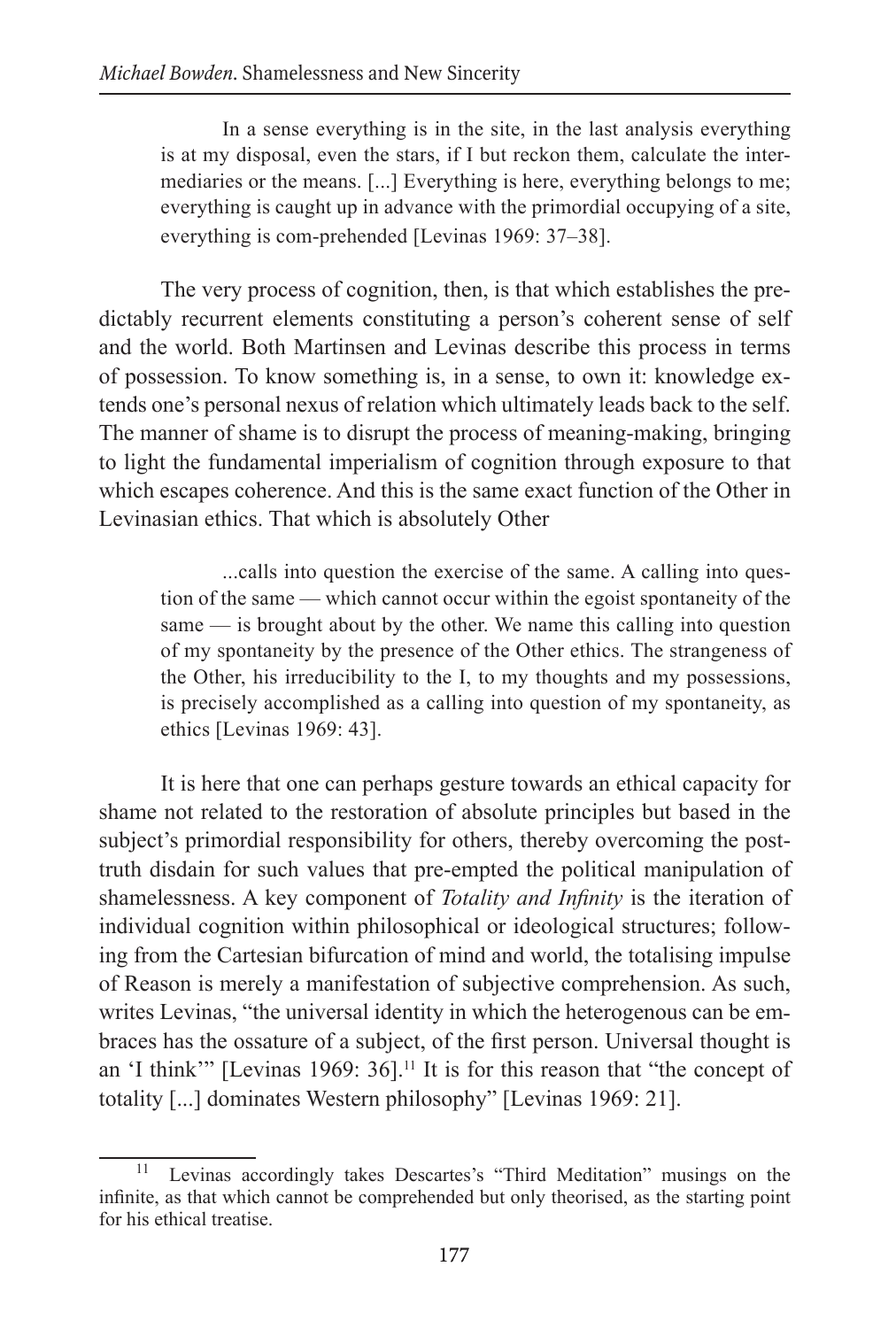> In a sense everything is in the site, in the last analysis everything is at my disposal, even the stars, if I but reckon them, calculate the intermediaries or the means. [...] Everything is here, everything belongs to me; everything is caught up in advance with the primordial occupying of a site, everything is com-prehended [Levinas 1969: 37–38].

The very process of cognition, then, is that which establishes the predictably recurrent elements constituting a person's coherent sense of self and the world. Both Martinsen and Levinas describe this process in terms of possession. To know something is, in a sense, to own it: knowledge extends one's personal nexus of relation which ultimately leads back to the self. The manner of shame is to disrupt the process of meaning-making, bringing to light the fundamental imperialism of cognition through exposure to that which escapes coherence. And this is the same exact function of the Other in Levinasian ethics. That which is absolutely Other

> ...calls into question the exercise of the same. A calling into question of the same — which cannot occur within the egoist spontaneity of the same — is brought about by the other. We name this calling into question of my spontaneity by the presence of the Other ethics. The strangeness of the Other, his irreducibility to the I, to my thoughts and my possessions, is precisely accomplished as a calling into question of my spontaneity, as ethics [Levinas 1969: 43].

It is here that one can perhaps gesture towards an ethical capacity for shame not related to the restoration of absolute principles but based in the subject's primordial responsibility for others, thereby overcoming the post-truth disdain for such values that pre-empted the political manipulation of shamelessness. A key component of *Totality and Infinity* is the iteration of individual cognition within philosophical or ideological structures; following from the Cartesian bifurcation of mind and world, the totalising impulse of Reason is merely a manifestation of subjective comprehension. As such, writes Levinas, "the universal identity in which the heterogenous can be embraces has the ossature of a subject, of the first person. Universal thought is an 'I think'" [Levinas 1969: 36].[11] It is for this reason that "the concept of totality [...] dominates Western philosophy" [Levinas 1969: 21].

[11] Levinas accordingly takes Descartes's "Third Meditation" musings on the infinite, as that which cannot be comprehended but only theorised, as the starting point for his ethical treatise.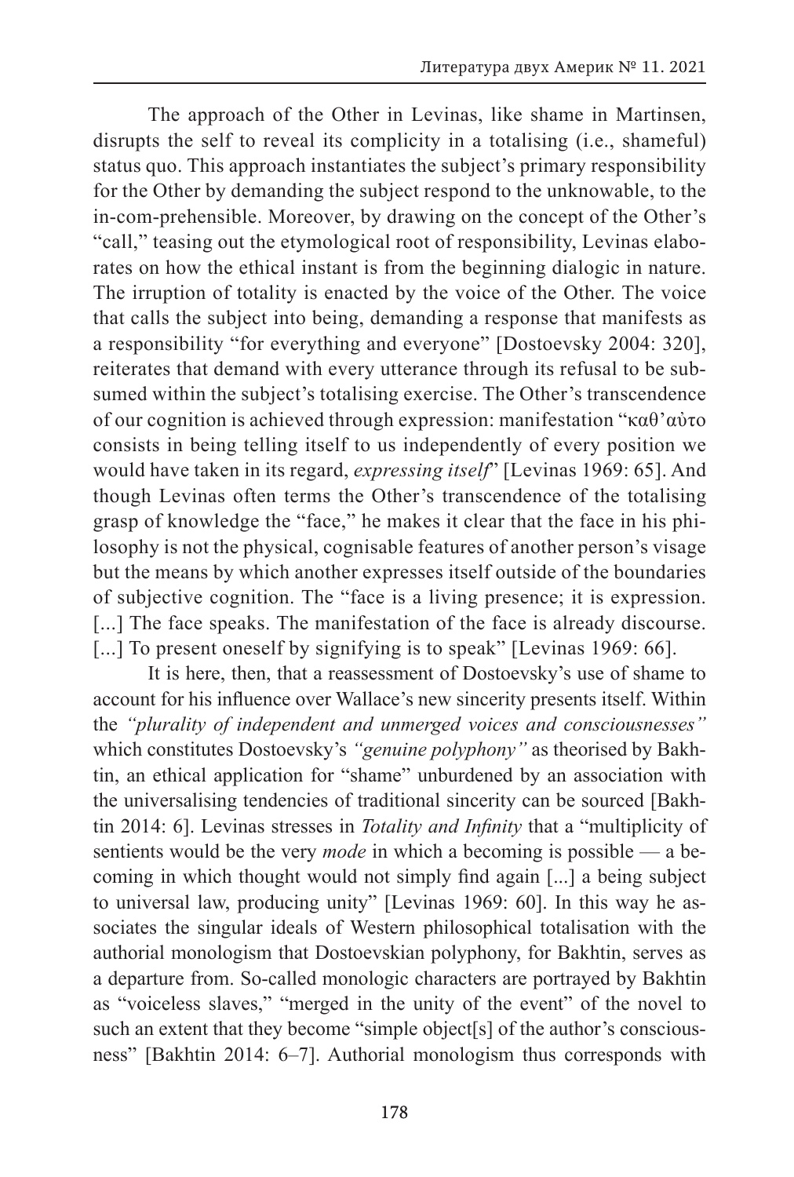The approach of the Other in Levinas, like shame in Martinsen, disrupts the self to reveal its complicity in a totalising (i.e., shameful) status quo. This approach instantiates the subject's primary responsibility for the Other by demanding the subject respond to the unknowable, to the in-com-prehensible. Moreover, by drawing on the concept of the Other's "call," teasing out the etymological root of responsibility, Levinas elaborates on how the ethical instant is from the beginning dialogic in nature. The irruption of totality is enacted by the voice of the Other. The voice that calls the subject into being, demanding a response that manifests as a responsibility "for everything and everyone" [Dostoevsky 2004: 320], reiterates that demand with every utterance through its refusal to be subsumed within the subject's totalising exercise. The Other's transcendence of our cognition is achieved through expression: manifestation "καθ' αὐτο consists in being telling itself to us independently of every position we would have taken in its regard, *expressing itself*" [Levinas 1969: 65]. And though Levinas often terms the Other's transcendence of the totalising grasp of knowledge the "face," he makes it clear that the face in his philosophy is not the physical, cognisable features of another person's visage but the means by which another expresses itself outside of the boundaries of subjective cognition. The "face is a living presence; it is expression. [...] The face speaks. The manifestation of the face is already discourse. [...] To present oneself by signifying is to speak" [Levinas 1969: 66].

It is here, then, that a reassessment of Dostoevsky's use of shame to account for his influence over Wallace's new sincerity presents itself. Within the *"plurality of independent and unmerged voices and consciousnesses"* which constitutes Dostoevsky's *"genuine polyphony"* as theorised by Bakhtin, an ethical application for "shame" unburdened by an association with the universalising tendencies of traditional sincerity can be sourced [Bakhtin 2014: 6]. Levinas stresses in *Totality and Infinity* that a "multiplicity of sentients would be the very *mode* in which a becoming is possible — a becoming in which thought would not simply find again [...] a being subject to universal law, producing unity" [Levinas 1969: 60]. In this way he associates the singular ideals of Western philosophical totalisation with the authorial monologism that Dostoevskian polyphony, for Bakhtin, serves as a departure from. So-called monologic characters are portrayed by Bakhtin as "voiceless slaves," "merged in the unity of the event" of the novel to such an extent that they become "simple object[s] of the author's consciousness" [Bakhtin 2014: 6–7]. Authorial monologism thus corresponds with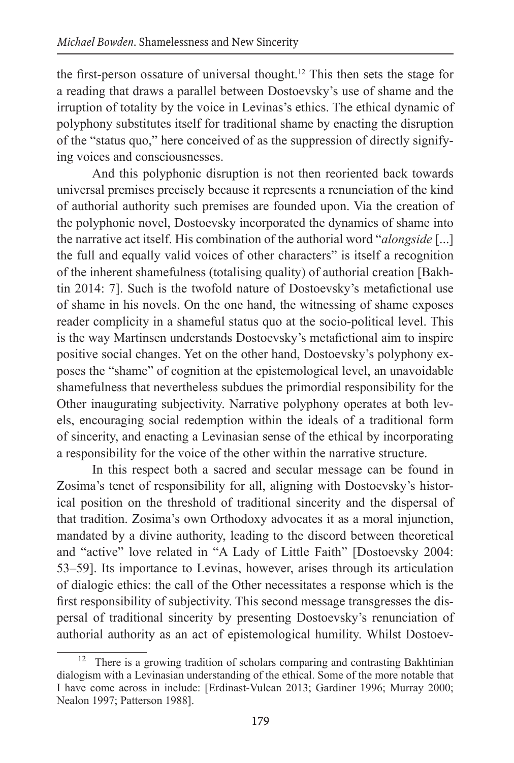the first-person ossature of universal thought.[12] This then sets the stage for a reading that draws a parallel between Dostoevsky's use of shame and the irruption of totality by the voice in Levinas's ethics. The ethical dynamic of polyphony substitutes itself for traditional shame by enacting the disruption of the "status quo," here conceived of as the suppression of directly signifying voices and consciousnesses.

And this polyphonic disruption is not then reoriented back towards universal premises precisely because it represents a renunciation of the kind of authorial authority such premises are founded upon. Via the creation of the polyphonic novel, Dostoevsky incorporated the dynamics of shame into the narrative act itself. His combination of the authorial word "*alongside* [...] the full and equally valid voices of other characters" is itself a recognition of the inherent shamefulness (totalising quality) of authorial creation [Bakhtin 2014: 7]. Such is the twofold nature of Dostoevsky's metafictional use of shame in his novels. On the one hand, the witnessing of shame exposes reader complicity in a shameful status quo at the socio-political level. This is the way Martinsen understands Dostoevsky's metafictional aim to inspire positive social changes. Yet on the other hand, Dostoevsky's polyphony exposes the "shame" of cognition at the epistemological level, an unavoidable shamefulness that nevertheless subdues the primordial responsibility for the Other inaugurating subjectivity. Narrative polyphony operates at both levels, encouraging social redemption within the ideals of a traditional form of sincerity, and enacting a Levinasian sense of the ethical by incorporating a responsibility for the voice of the other within the narrative structure.

In this respect both a sacred and secular message can be found in Zosima's tenet of responsibility for all, aligning with Dostoevsky's historical position on the threshold of traditional sincerity and the dispersal of that tradition. Zosima's own Orthodoxy advocates it as a moral injunction, mandated by a divine authority, leading to the discord between theoretical and "active" love related in "A Lady of Little Faith" [Dostoevsky 2004: 53–59]. Its importance to Levinas, however, arises through its articulation of dialogic ethics: the call of the Other necessitates a response which is the first responsibility of subjectivity. This second message transgresses the dispersal of traditional sincerity by presenting Dostoevsky's renunciation of authorial authority as an act of epistemological humility. Whilst Dostoev-

---

[12] There is a growing tradition of scholars comparing and contrasting Bakhtinian dialogism with a Levinasian understanding of the ethical. Some of the more notable that I have come across in include: [Erdinast-Vulcan 2013; Gardiner 1996; Murray 2000; Nealon 1997; Patterson 1988].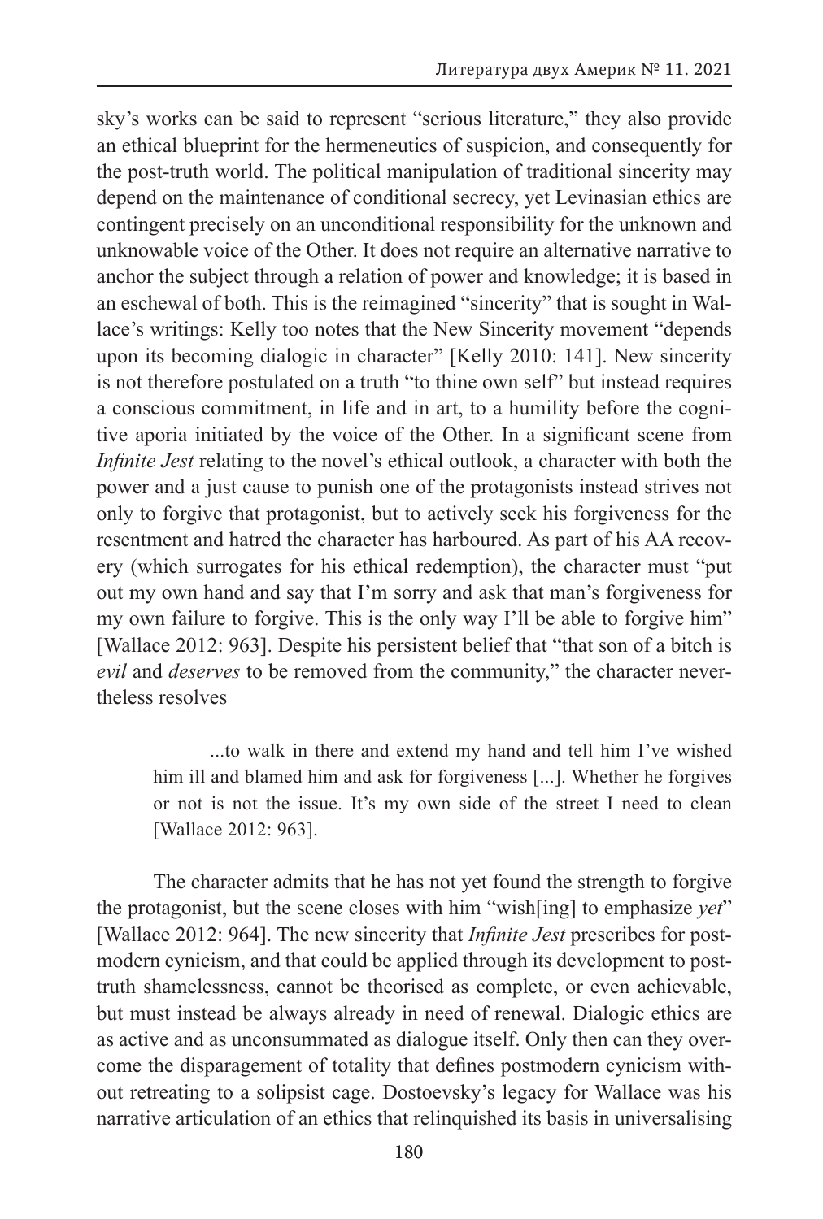sky's works can be said to represent "serious literature," they also provide an ethical blueprint for the hermeneutics of suspicion, and consequently for the post-truth world. The political manipulation of traditional sincerity may depend on the maintenance of conditional secrecy, yet Levinasian ethics are contingent precisely on an unconditional responsibility for the unknown and unknowable voice of the Other. It does not require an alternative narrative to anchor the subject through a relation of power and knowledge; it is based in an eschewal of both. This is the reimagined "sincerity" that is sought in Wallace's writings: Kelly too notes that the New Sincerity movement "depends upon its becoming dialogic in character" [Kelly 2010: 141]. New sincerity is not therefore postulated on a truth "to thine own self" but instead requires a conscious commitment, in life and in art, to a humility before the cognitive aporia initiated by the voice of the Other. In a significant scene from *Infinite Jest* relating to the novel's ethical outlook, a character with both the power and a just cause to punish one of the protagonists instead strives not only to forgive that protagonist, but to actively seek his forgiveness for the resentment and hatred the character has harboured. As part of his AA recovery (which surrogates for his ethical redemption), the character must "put out my own hand and say that I'm sorry and ask that man's forgiveness for my own failure to forgive. This is the only way I'll be able to forgive him" [Wallace 2012: 963]. Despite his persistent belief that "that son of a bitch is *evil* and *deserves* to be removed from the community," the character nevertheless resolves

> ...to walk in there and extend my hand and tell him I've wished him ill and blamed him and ask for forgiveness [...]. Whether he forgives or not is not the issue. It's my own side of the street I need to clean [Wallace 2012: 963].

The character admits that he has not yet found the strength to forgive the protagonist, but the scene closes with him "wish[ing] to emphasize *yet*" [Wallace 2012: 964]. The new sincerity that *Infinite Jest* prescribes for postmodern cynicism, and that could be applied through its development to post-truth shamelessness, cannot be theorised as complete, or even achievable, but must instead be always already in need of renewal. Dialogic ethics are as active and as unconsummated as dialogue itself. Only then can they overcome the disparagement of totality that defines postmodern cynicism without retreating to a solipsist cage. Dostoevsky's legacy for Wallace was his narrative articulation of an ethics that relinquished its basis in universalising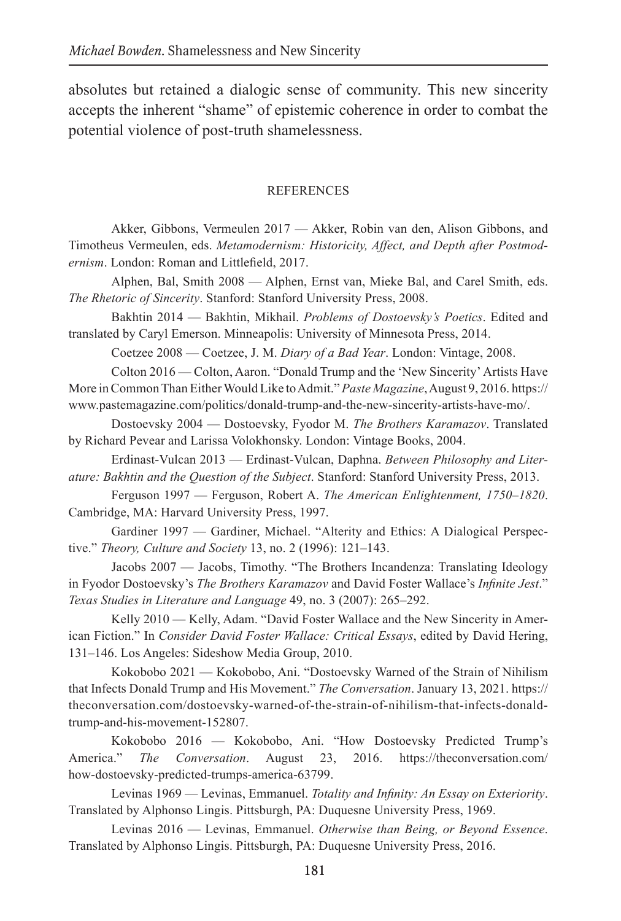absolutes but retained a dialogic sense of community. This new sincerity accepts the inherent "shame" of epistemic coherence in order to combat the potential violence of post-truth shamelessness.

## REFERENCES

Akker, Gibbons, Vermeulen 2017 — Akker, Robin van den, Alison Gibbons, and Timotheus Vermeulen, eds. *Metamodernism: Historicity, Affect, and Depth after Postmodernism*. London: Roman and Littlefield, 2017.

Alphen, Bal, Smith 2008 — Alphen, Ernst van, Mieke Bal, and Carel Smith, eds. *The Rhetoric of Sincerity*. Stanford: Stanford University Press, 2008.

Bakhtin 2014 — Bakhtin, Mikhail. *Problems of Dostoevsky's Poetics*. Edited and translated by Caryl Emerson. Minneapolis: University of Minnesota Press, 2014.

Coetzee 2008 — Coetzee, J. M. *Diary of a Bad Year*. London: Vintage, 2008.

Colton 2016 — Colton, Aaron. "Donald Trump and the 'New Sincerity' Artists Have More in Common Than Either Would Like to Admit." *Paste Magazine*, August 9, 2016. https://www.pastemagazine.com/politics/donald-trump-and-the-new-sincerity-artists-have-mo/.

Dostoevsky 2004 — Dostoevsky, Fyodor M. *The Brothers Karamazov*. Translated by Richard Pevear and Larissa Volokhonsky. London: Vintage Books, 2004.

Erdinast-Vulcan 2013 — Erdinast-Vulcan, Daphna. *Between Philosophy and Literature: Bakhtin and the Question of the Subject*. Stanford: Stanford University Press, 2013.

Ferguson 1997 — Ferguson, Robert A. *The American Enlightenment, 1750–1820*. Cambridge, MA: Harvard University Press, 1997.

Gardiner 1997 — Gardiner, Michael. "Alterity and Ethics: A Dialogical Perspective." *Theory, Culture and Society* 13, no. 2 (1996): 121–143.

Jacobs 2007 — Jacobs, Timothy. "The Brothers Incandenza: Translating Ideology in Fyodor Dostoevsky's *The Brothers Karamazov* and David Foster Wallace's *Infinite Jest*." *Texas Studies in Literature and Language* 49, no. 3 (2007): 265–292.

Kelly 2010 — Kelly, Adam. "David Foster Wallace and the New Sincerity in American Fiction." In *Consider David Foster Wallace: Critical Essays*, edited by David Hering, 131–146. Los Angeles: Sideshow Media Group, 2010.

Kokobobo 2021 — Kokobobo, Ani. "Dostoevsky Warned of the Strain of Nihilism that Infects Donald Trump and His Movement." *The Conversation*. January 13, 2021. https://theconversation.com/dostoevsky-warned-of-the-strain-of-nihilism-that-infects-donald-trump-and-his-movement-152807.

Kokobobo 2016 — Kokobobo, Ani. "How Dostoevsky Predicted Trump's America." *The Conversation*. August 23, 2016. https://theconversation.com/how-dostoevsky-predicted-trumps-america-63799.

Levinas 1969 — Levinas, Emmanuel. *Totality and Infinity: An Essay on Exteriority*. Translated by Alphonso Lingis. Pittsburgh, PA: Duquesne University Press, 1969.

Levinas 2016 — Levinas, Emmanuel. *Otherwise than Being, or Beyond Essence*. Translated by Alphonso Lingis. Pittsburgh, PA: Duquesne University Press, 2016.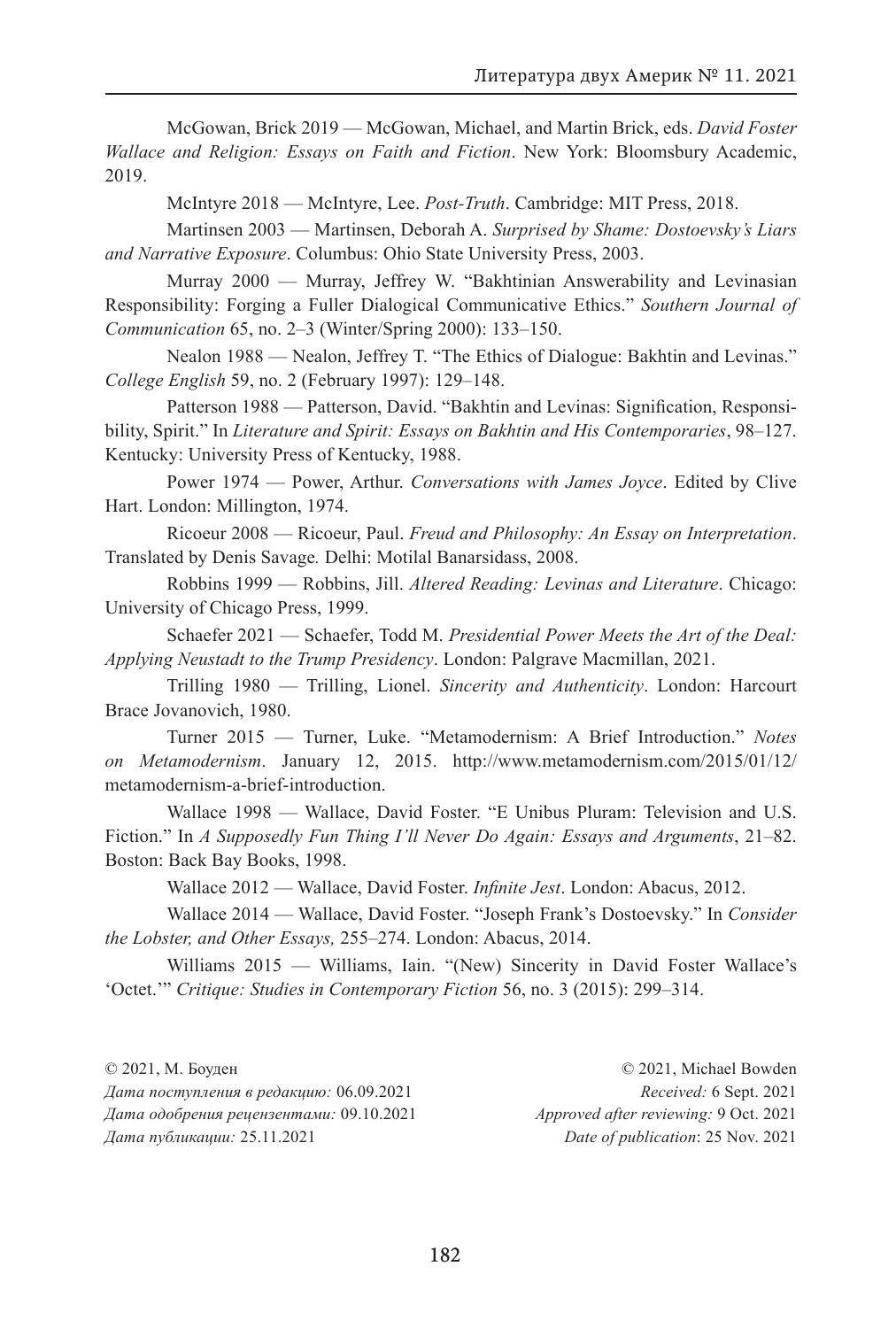McGowan, Brick 2019 — McGowan, Michael, and Martin Brick, eds. *David Foster Wallace and Religion: Essays on Faith and Fiction*. New York: Bloomsbury Academic, 2019.

McIntyre 2018 — McIntyre, Lee. *Post-Truth*. Cambridge: MIT Press, 2018.

Martinsen 2003 — Martinsen, Deborah A. *Surprised by Shame: Dostoevsky's Liars and Narrative Exposure*. Columbus: Ohio State University Press, 2003.

Murray 2000 — Murray, Jeffrey W. "Bakhtinian Answerability and Levinasian Responsibility: Forging a Fuller Dialogical Communicative Ethics." *Southern Journal of Communication* 65, no. 2–3 (Winter/Spring 2000): 133–150.

Nealon 1988 — Nealon, Jeffrey T. "The Ethics of Dialogue: Bakhtin and Levinas." *College English* 59, no. 2 (February 1997): 129–148.

Patterson 1988 — Patterson, David. "Bakhtin and Levinas: Signification, Responsibility, Spirit." In *Literature and Spirit: Essays on Bakhtin and His Contemporaries*, 98–127. Kentucky: University Press of Kentucky, 1988.

Power 1974 — Power, Arthur. *Conversations with James Joyce*. Edited by Clive Hart. London: Millington, 1974.

Ricoeur 2008 — Ricoeur, Paul. *Freud and Philosophy: An Essay on Interpretation*. Translated by Denis Savage*.* Delhi: Motilal Banarsidass, 2008.

Robbins 1999 — Robbins, Jill. *Altered Reading: Levinas and Literature*. Chicago: University of Chicago Press, 1999.

Schaefer 2021 — Schaefer, Todd M. *Presidential Power Meets the Art of the Deal: Applying Neustadt to the Trump Presidency*. London: Palgrave Macmillan, 2021.

Trilling 1980 — Trilling, Lionel. *Sincerity and Authenticity*. London: Harcourt Brace Jovanovich, 1980.

Turner 2015 — Turner, Luke. "Metamodernism: A Brief Introduction." *Notes on Metamodernism*. January 12, 2015. http://www.metamodernism.com/2015/01/12/metamodernism-a-brief-introduction.

Wallace 1998 — Wallace, David Foster. "E Unibus Pluram: Television and U.S. Fiction." In *A Supposedly Fun Thing I'll Never Do Again: Essays and Arguments*, 21–82. Boston: Back Bay Books, 1998.

Wallace 2012 — Wallace, David Foster. *Infinite Jest*. London: Abacus, 2012.

Wallace 2014 — Wallace, David Foster. "Joseph Frank's Dostoevsky." In *Consider the Lobster, and Other Essays,* 255–274. London: Abacus, 2014.

Williams 2015 — Williams, Iain. "(New) Sincerity in David Foster Wallace's 'Octet.'" *Critique: Studies in Contemporary Fiction* 56, no. 3 (2015): 299–314.

© 2021, М. Боуден
*Дата поступления в редакцию:* 06.09.2021
*Дата одобрения рецензентами:* 09.10.2021
*Дата публикации:* 25.11.2021

© 2021, Michael Bowden
*Received:* 6 Sept. 2021
*Approved after reviewing:* 9 Oct. 2021
*Date of publication*: 25 Nov. 2021